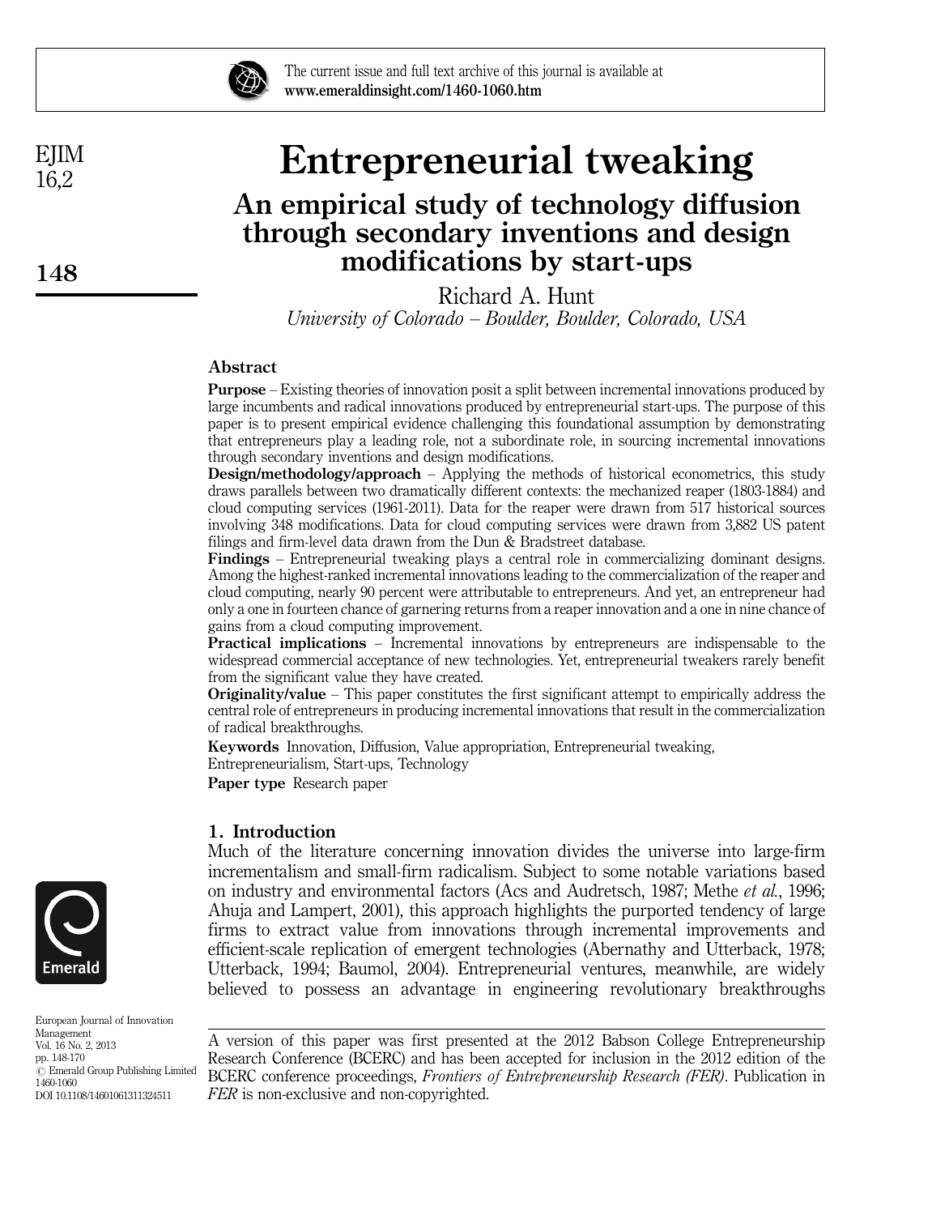# Entrepreneurial tweaking

## An empirical study of technology diffusion through secondary inventions and design modifications by start-ups

Richard A. Hunt

*University of Colorado – Boulder, Boulder, Colorado, USA*

### Abstract

**Purpose** – Existing theories of innovation posit a split between incremental innovations produced by large incumbents and radical innovations produced by entrepreneurial start-ups. The purpose of this paper is to present empirical evidence challenging this foundational assumption by demonstrating that entrepreneurs play a leading role, not a subordinate role, in sourcing incremental innovations through secondary inventions and design modifications.

**Design/methodology/approach** – Applying the methods of historical econometrics, this study draws parallels between two dramatically different contexts: the mechanized reaper (1803-1884) and cloud computing services (1961-2011). Data for the reaper were drawn from 517 historical sources involving 348 modifications. Data for cloud computing services were drawn from 3,882 US patent filings and firm-level data drawn from the Dun & Bradstreet database.

**Findings** – Entrepreneurial tweaking plays a central role in commercializing dominant designs. Among the highest-ranked incremental innovations leading to the commercialization of the reaper and cloud computing, nearly 90 percent were attributable to entrepreneurs. And yet, an entrepreneur had only a one in fourteen chance of garnering returns from a reaper innovation and a one in nine chance of gains from a cloud computing improvement.

**Practical implications** – Incremental innovations by entrepreneurs are indispensable to the widespread commercial acceptance of new technologies. Yet, entrepreneurial tweakers rarely benefit from the significant value they have created.

**Originality/value** – This paper constitutes the first significant attempt to empirically address the central role of entrepreneurs in producing incremental innovations that result in the commercialization of radical breakthroughs.

**Keywords** Innovation, Diffusion, Value appropriation, Entrepreneurial tweaking, Entrepreneurialism, Start-ups, Technology

**Paper type** Research paper

### 1. Introduction

Much of the literature concerning innovation divides the universe into large-firm incrementalism and small-firm radicalism. Subject to some notable variations based on industry and environmental factors (Acs and Audretsch, 1987; Methe *et al.*, 1996; Ahuja and Lampert, 2001), this approach highlights the purported tendency of large firms to extract value from innovations through incremental improvements and efficient-scale replication of emergent technologies (Abernathy and Utterback, 1978; Utterback, 1994; Baumol, 2004). Entrepreneurial ventures, meanwhile, are widely believed to possess an advantage in engineering revolutionary breakthroughs

A version of this paper was first presented at the 2012 Babson College Entrepreneurship Research Conference (BCERC) and has been accepted for inclusion in the 2012 edition of the BCERC conference proceedings, *Frontiers of Entrepreneurship Research (FER)*. Publication in *FER* is non-exclusive and non-copyrighted.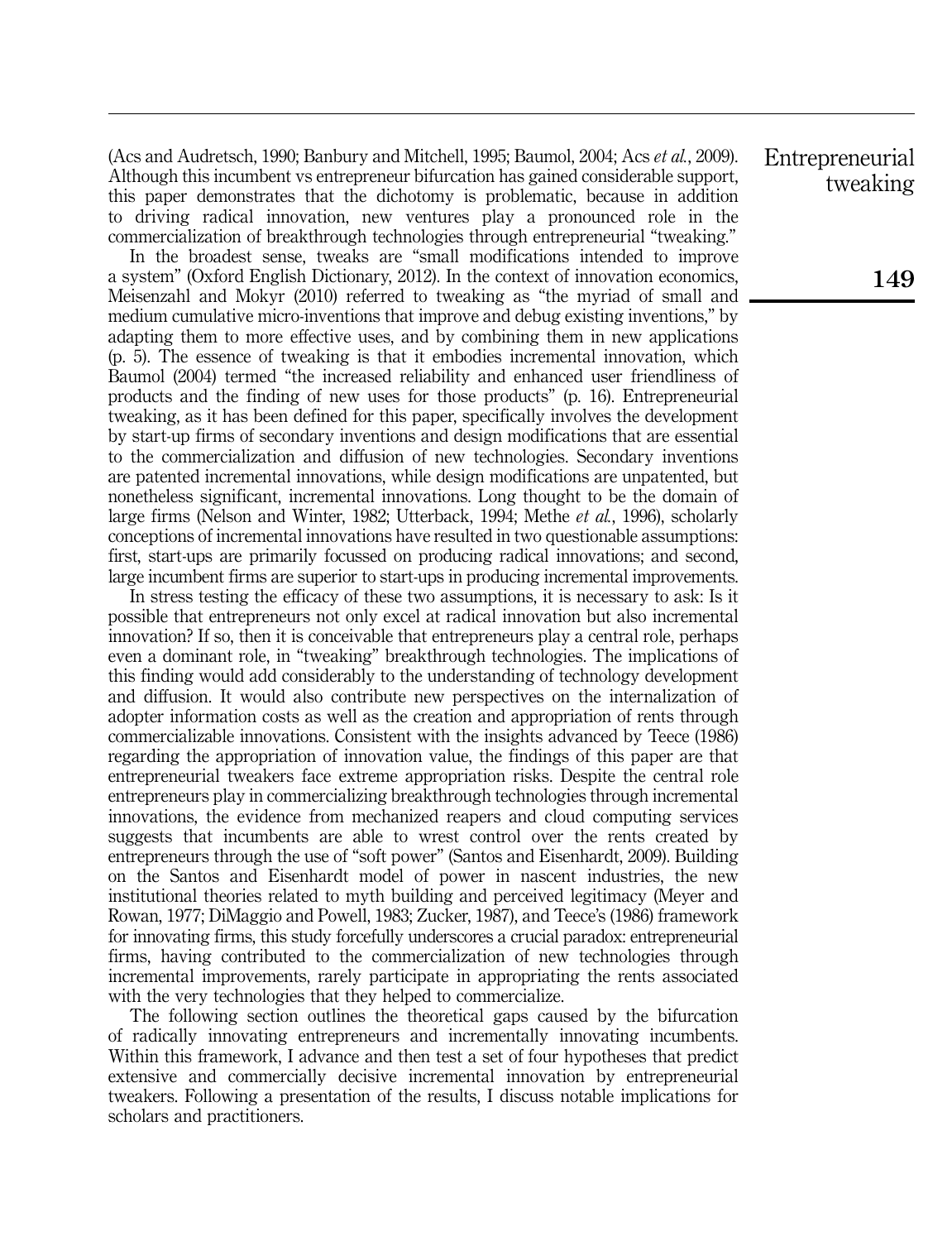(Acs and Audretsch, 1990; Banbury and Mitchell, 1995; Baumol, 2004; Acs *et al.*, 2009). Although this incumbent vs entrepreneur bifurcation has gained considerable support, this paper demonstrates that the dichotomy is problematic, because in addition to driving radical innovation, new ventures play a pronounced role in the commercialization of breakthrough technologies through entrepreneurial "tweaking."

In the broadest sense, tweaks are "small modifications intended to improve a system" (Oxford English Dictionary, 2012). In the context of innovation economics, Meisenzahl and Mokyr (2010) referred to tweaking as "the myriad of small and medium cumulative micro-inventions that improve and debug existing inventions," by adapting them to more effective uses, and by combining them in new applications (p. 5). The essence of tweaking is that it embodies incremental innovation, which Baumol (2004) termed "the increased reliability and enhanced user friendliness of products and the finding of new uses for those products" (p. 16). Entrepreneurial tweaking, as it has been defined for this paper, specifically involves the development by start-up firms of secondary inventions and design modifications that are essential to the commercialization and diffusion of new technologies. Secondary inventions are patented incremental innovations, while design modifications are unpatented, but nonetheless significant, incremental innovations. Long thought to be the domain of large firms (Nelson and Winter, 1982; Utterback, 1994; Methe *et al.*, 1996), scholarly conceptions of incremental innovations have resulted in two questionable assumptions: first, start-ups are primarily focussed on producing radical innovations; and second, large incumbent firms are superior to start-ups in producing incremental improvements.

In stress testing the efficacy of these two assumptions, it is necessary to ask: Is it possible that entrepreneurs not only excel at radical innovation but also incremental innovation? If so, then it is conceivable that entrepreneurs play a central role, perhaps even a dominant role, in "tweaking" breakthrough technologies. The implications of this finding would add considerably to the understanding of technology development and diffusion. It would also contribute new perspectives on the internalization of adopter information costs as well as the creation and appropriation of rents through commercializable innovations. Consistent with the insights advanced by Teece (1986) regarding the appropriation of innovation value, the findings of this paper are that entrepreneurial tweakers face extreme appropriation risks. Despite the central role entrepreneurs play in commercializing breakthrough technologies through incremental innovations, the evidence from mechanized reapers and cloud computing services suggests that incumbents are able to wrest control over the rents created by entrepreneurs through the use of "soft power" (Santos and Eisenhardt, 2009). Building on the Santos and Eisenhardt model of power in nascent industries, the new institutional theories related to myth building and perceived legitimacy (Meyer and Rowan, 1977; DiMaggio and Powell, 1983; Zucker, 1987), and Teece's (1986) framework for innovating firms, this study forcefully underscores a crucial paradox: entrepreneurial firms, having contributed to the commercialization of new technologies through incremental improvements, rarely participate in appropriating the rents associated with the very technologies that they helped to commercialize.

The following section outlines the theoretical gaps caused by the bifurcation of radically innovating entrepreneurs and incrementally innovating incumbents. Within this framework, I advance and then test a set of four hypotheses that predict extensive and commercially decisive incremental innovation by entrepreneurial tweakers. Following a presentation of the results, I discuss notable implications for scholars and practitioners.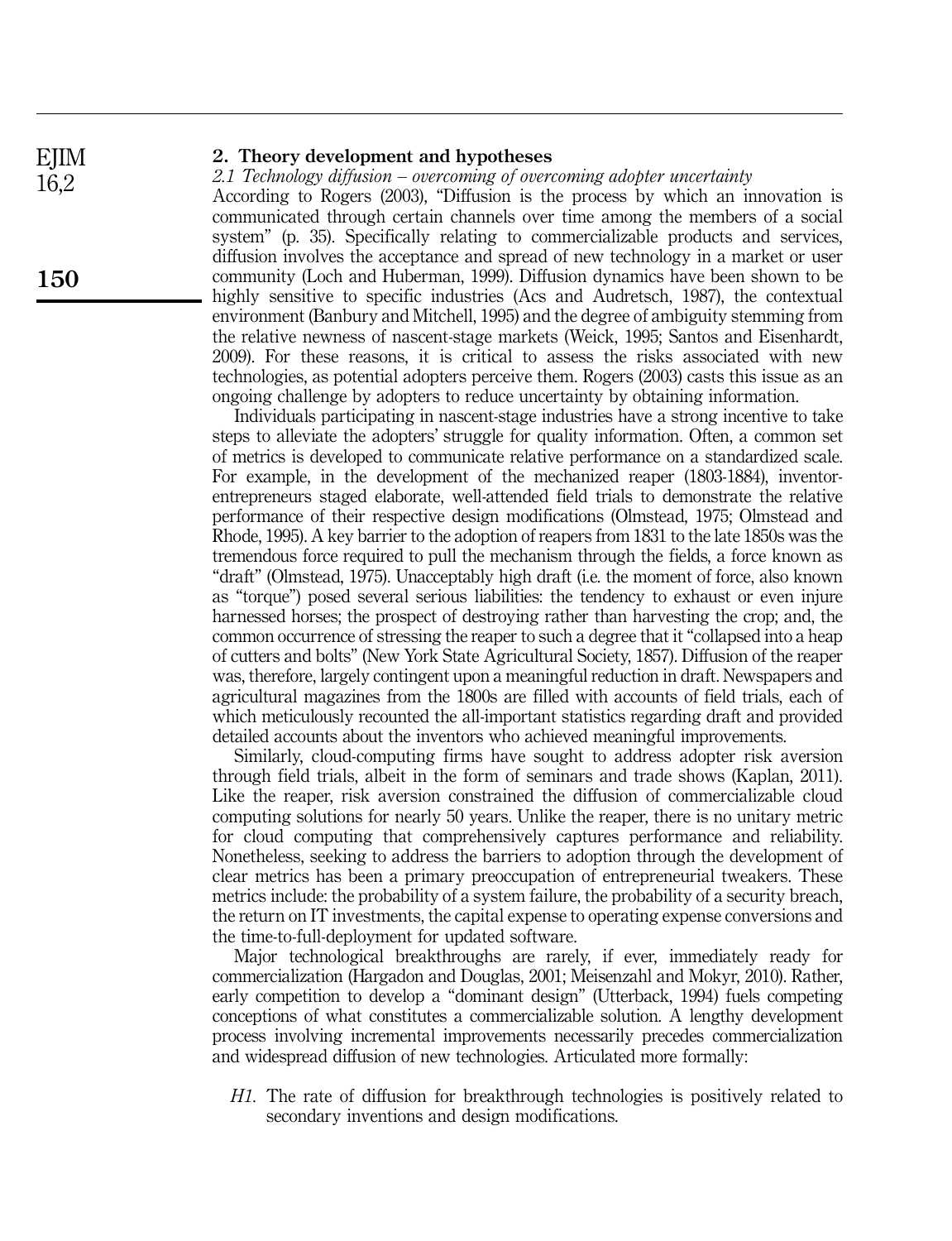## 2. Theory development and hypotheses

*2.1 Technology diffusion – overcoming of overcoming adopter uncertainty*

According to Rogers (2003), "Diffusion is the process by which an innovation is communicated through certain channels over time among the members of a social system" (p. 35). Specifically relating to commercializable products and services, diffusion involves the acceptance and spread of new technology in a market or user community (Loch and Huberman, 1999). Diffusion dynamics have been shown to be highly sensitive to specific industries (Acs and Audretsch, 1987), the contextual environment (Banbury and Mitchell, 1995) and the degree of ambiguity stemming from the relative newness of nascent-stage markets (Weick, 1995; Santos and Eisenhardt, 2009). For these reasons, it is critical to assess the risks associated with new technologies, as potential adopters perceive them. Rogers (2003) casts this issue as an ongoing challenge by adopters to reduce uncertainty by obtaining information.

Individuals participating in nascent-stage industries have a strong incentive to take steps to alleviate the adopters' struggle for quality information. Often, a common set of metrics is developed to communicate relative performance on a standardized scale. For example, in the development of the mechanized reaper (1803-1884), inventor-entrepreneurs staged elaborate, well-attended field trials to demonstrate the relative performance of their respective design modifications (Olmstead, 1975; Olmstead and Rhode, 1995). A key barrier to the adoption of reapers from 1831 to the late 1850s was the tremendous force required to pull the mechanism through the fields, a force known as "draft" (Olmstead, 1975). Unacceptably high draft (i.e. the moment of force, also known as "torque") posed several serious liabilities: the tendency to exhaust or even injure harnessed horses; the prospect of destroying rather than harvesting the crop; and, the common occurrence of stressing the reaper to such a degree that it "collapsed into a heap of cutters and bolts" (New York State Agricultural Society, 1857). Diffusion of the reaper was, therefore, largely contingent upon a meaningful reduction in draft. Newspapers and agricultural magazines from the 1800s are filled with accounts of field trials, each of which meticulously recounted the all-important statistics regarding draft and provided detailed accounts about the inventors who achieved meaningful improvements.

Similarly, cloud-computing firms have sought to address adopter risk aversion through field trials, albeit in the form of seminars and trade shows (Kaplan, 2011). Like the reaper, risk aversion constrained the diffusion of commercializable cloud computing solutions for nearly 50 years. Unlike the reaper, there is no unitary metric for cloud computing that comprehensively captures performance and reliability. Nonetheless, seeking to address the barriers to adoption through the development of clear metrics has been a primary preoccupation of entrepreneurial tweakers. These metrics include: the probability of a system failure, the probability of a security breach, the return on IT investments, the capital expense to operating expense conversions and the time-to-full-deployment for updated software.

Major technological breakthroughs are rarely, if ever, immediately ready for commercialization (Hargadon and Douglas, 2001; Meisenzahl and Mokyr, 2010). Rather, early competition to develop a "dominant design" (Utterback, 1994) fuels competing conceptions of what constitutes a commercializable solution. A lengthy development process involving incremental improvements necessarily precedes commercialization and widespread diffusion of new technologies. Articulated more formally:

*H1*. The rate of diffusion for breakthrough technologies is positively related to secondary inventions and design modifications.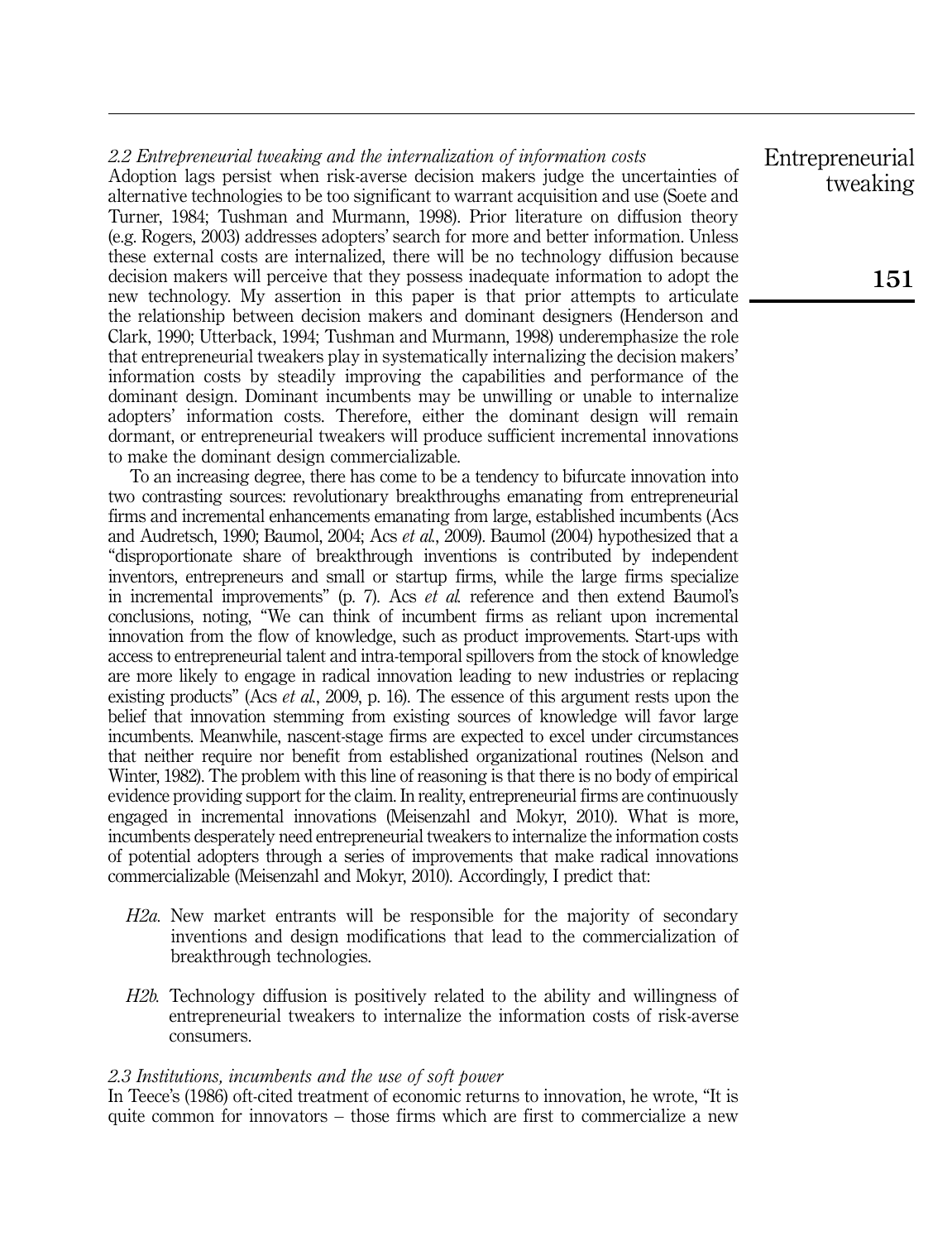### 2.2 Entrepreneurial tweaking and the internalization of information costs

Adoption lags persist when risk-averse decision makers judge the uncertainties of alternative technologies to be too significant to warrant acquisition and use (Soete and Turner, 1984; Tushman and Murmann, 1998). Prior literature on diffusion theory (e.g. Rogers, 2003) addresses adopters' search for more and better information. Unless these external costs are internalized, there will be no technology diffusion because decision makers will perceive that they possess inadequate information to adopt the new technology. My assertion in this paper is that prior attempts to articulate the relationship between decision makers and dominant designers (Henderson and Clark, 1990; Utterback, 1994; Tushman and Murmann, 1998) underemphasize the role that entrepreneurial tweakers play in systematically internalizing the decision makers' information costs by steadily improving the capabilities and performance of the dominant design. Dominant incumbents may be unwilling or unable to internalize adopters' information costs. Therefore, either the dominant design will remain dormant, or entrepreneurial tweakers will produce sufficient incremental innovations to make the dominant design commercializable.

To an increasing degree, there has come to be a tendency to bifurcate innovation into two contrasting sources: revolutionary breakthroughs emanating from entrepreneurial firms and incremental enhancements emanating from large, established incumbents (Acs and Audretsch, 1990; Baumol, 2004; Acs *et al.*, 2009). Baumol (2004) hypothesized that a "disproportionate share of breakthrough inventions is contributed by independent inventors, entrepreneurs and small or startup firms, while the large firms specialize in incremental improvements" (p. 7). Acs *et al.* reference and then extend Baumol's conclusions, noting, "We can think of incumbent firms as reliant upon incremental innovation from the flow of knowledge, such as product improvements. Start-ups with access to entrepreneurial talent and intra-temporal spillovers from the stock of knowledge are more likely to engage in radical innovation leading to new industries or replacing existing products" (Acs *et al.*, 2009, p. 16). The essence of this argument rests upon the belief that innovation stemming from existing sources of knowledge will favor large incumbents. Meanwhile, nascent-stage firms are expected to excel under circumstances that neither require nor benefit from established organizational routines (Nelson and Winter, 1982). The problem with this line of reasoning is that there is no body of empirical evidence providing support for the claim. In reality, entrepreneurial firms are continuously engaged in incremental innovations (Meisenzahl and Mokyr, 2010). What is more, incumbents desperately need entrepreneurial tweakers to internalize the information costs of potential adopters through a series of improvements that make radical innovations commercializable (Meisenzahl and Mokyr, 2010). Accordingly, I predict that:

- *H2a.* New market entrants will be responsible for the majority of secondary inventions and design modifications that lead to the commercialization of breakthrough technologies.

- *H2b.* Technology diffusion is positively related to the ability and willingness of entrepreneurial tweakers to internalize the information costs of risk-averse consumers.

### 2.3 Institutions, incumbents and the use of soft power

In Teece's (1986) oft-cited treatment of economic returns to innovation, he wrote, "It is quite common for innovators – those firms which are first to commercialize a new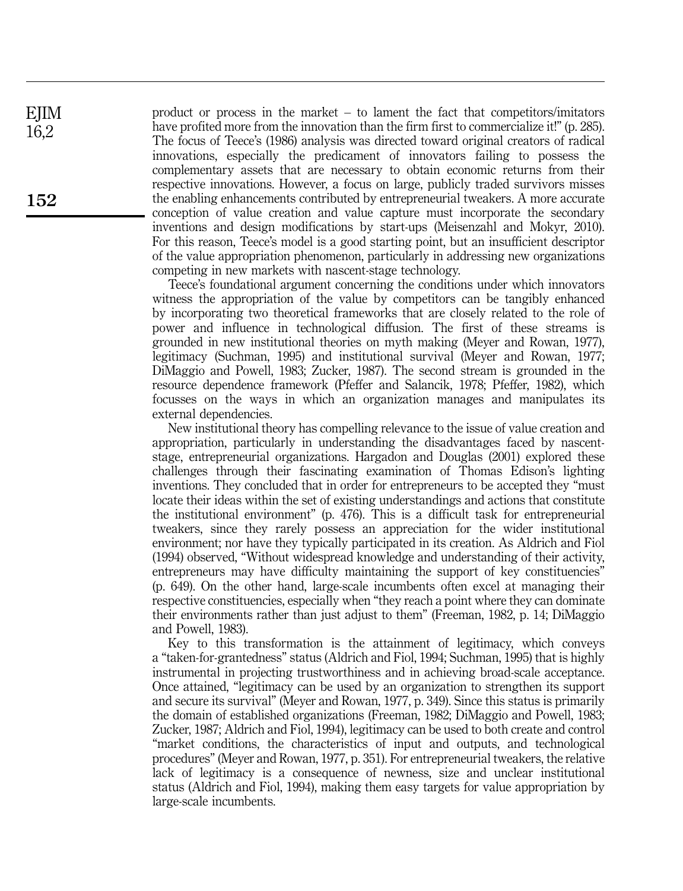product or process in the market – to lament the fact that competitors/imitators have profited more from the innovation than the firm first to commercialize it!" (p. 285). The focus of Teece's (1986) analysis was directed toward original creators of radical innovations, especially the predicament of innovators failing to possess the complementary assets that are necessary to obtain economic returns from their respective innovations. However, a focus on large, publicly traded survivors misses the enabling enhancements contributed by entrepreneurial tweakers. A more accurate conception of value creation and value capture must incorporate the secondary inventions and design modifications by start-ups (Meisenzahl and Mokyr, 2010). For this reason, Teece's model is a good starting point, but an insufficient descriptor of the value appropriation phenomenon, particularly in addressing new organizations competing in new markets with nascent-stage technology.

Teece's foundational argument concerning the conditions under which innovators witness the appropriation of the value by competitors can be tangibly enhanced by incorporating two theoretical frameworks that are closely related to the role of power and influence in technological diffusion. The first of these streams is grounded in new institutional theories on myth making (Meyer and Rowan, 1977), legitimacy (Suchman, 1995) and institutional survival (Meyer and Rowan, 1977; DiMaggio and Powell, 1983; Zucker, 1987). The second stream is grounded in the resource dependence framework (Pfeffer and Salancik, 1978; Pfeffer, 1982), which focusses on the ways in which an organization manages and manipulates its external dependencies.

New institutional theory has compelling relevance to the issue of value creation and appropriation, particularly in understanding the disadvantages faced by nascent-stage, entrepreneurial organizations. Hargadon and Douglas (2001) explored these challenges through their fascinating examination of Thomas Edison's lighting inventions. They concluded that in order for entrepreneurs to be accepted they "must locate their ideas within the set of existing understandings and actions that constitute the institutional environment" (p. 476). This is a difficult task for entrepreneurial tweakers, since they rarely possess an appreciation for the wider institutional environment; nor have they typically participated in its creation. As Aldrich and Fiol (1994) observed, "Without widespread knowledge and understanding of their activity, entrepreneurs may have difficulty maintaining the support of key constituencies" (p. 649). On the other hand, large-scale incumbents often excel at managing their respective constituencies, especially when "they reach a point where they can dominate their environments rather than just adjust to them" (Freeman, 1982, p. 14; DiMaggio and Powell, 1983).

Key to this transformation is the attainment of legitimacy, which conveys a "taken-for-grantedness" status (Aldrich and Fiol, 1994; Suchman, 1995) that is highly instrumental in projecting trustworthiness and in achieving broad-scale acceptance. Once attained, "legitimacy can be used by an organization to strengthen its support and secure its survival" (Meyer and Rowan, 1977, p. 349). Since this status is primarily the domain of established organizations (Freeman, 1982; DiMaggio and Powell, 1983; Zucker, 1987; Aldrich and Fiol, 1994), legitimacy can be used to both create and control "market conditions, the characteristics of input and outputs, and technological procedures" (Meyer and Rowan, 1977, p. 351). For entrepreneurial tweakers, the relative lack of legitimacy is a consequence of newness, size and unclear institutional status (Aldrich and Fiol, 1994), making them easy targets for value appropriation by large-scale incumbents.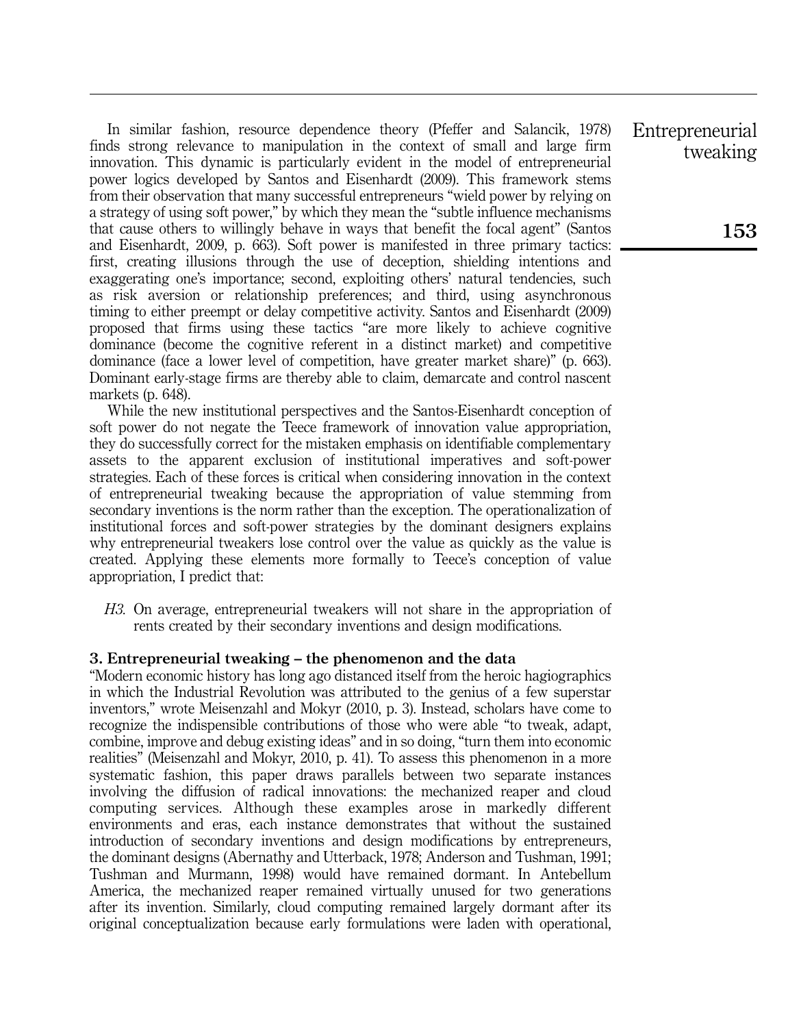In similar fashion, resource dependence theory (Pfeffer and Salancik, 1978) finds strong relevance to manipulation in the context of small and large firm innovation. This dynamic is particularly evident in the model of entrepreneurial power logics developed by Santos and Eisenhardt (2009). This framework stems from their observation that many successful entrepreneurs "wield power by relying on a strategy of using soft power," by which they mean the "subtle influence mechanisms that cause others to willingly behave in ways that benefit the focal agent" (Santos and Eisenhardt, 2009, p. 663). Soft power is manifested in three primary tactics: first, creating illusions through the use of deception, shielding intentions and exaggerating one's importance; second, exploiting others' natural tendencies, such as risk aversion or relationship preferences; and third, using asynchronous timing to either preempt or delay competitive activity. Santos and Eisenhardt (2009) proposed that firms using these tactics "are more likely to achieve cognitive dominance (become the cognitive referent in a distinct market) and competitive dominance (face a lower level of competition, have greater market share)" (p. 663). Dominant early-stage firms are thereby able to claim, demarcate and control nascent markets (p. 648).

While the new institutional perspectives and the Santos-Eisenhardt conception of soft power do not negate the Teece framework of innovation value appropriation, they do successfully correct for the mistaken emphasis on identifiable complementary assets to the apparent exclusion of institutional imperatives and soft-power strategies. Each of these forces is critical when considering innovation in the context of entrepreneurial tweaking because the appropriation of value stemming from secondary inventions is the norm rather than the exception. The operationalization of institutional forces and soft-power strategies by the dominant designers explains why entrepreneurial tweakers lose control over the value as quickly as the value is created. Applying these elements more formally to Teece's conception of value appropriation, I predict that:

*H3*. On average, entrepreneurial tweakers will not share in the appropriation of rents created by their secondary inventions and design modifications.

## 3. Entrepreneurial tweaking – the phenomenon and the data

"Modern economic history has long ago distanced itself from the heroic hagiographics in which the Industrial Revolution was attributed to the genius of a few superstar inventors," wrote Meisenzahl and Mokyr (2010, p. 3). Instead, scholars have come to recognize the indispensible contributions of those who were able "to tweak, adapt, combine, improve and debug existing ideas" and in so doing, "turn them into economic realities" (Meisenzahl and Mokyr, 2010, p. 41). To assess this phenomenon in a more systematic fashion, this paper draws parallels between two separate instances involving the diffusion of radical innovations: the mechanized reaper and cloud computing services. Although these examples arose in markedly different environments and eras, each instance demonstrates that without the sustained introduction of secondary inventions and design modifications by entrepreneurs, the dominant designs (Abernathy and Utterback, 1978; Anderson and Tushman, 1991; Tushman and Murmann, 1998) would have remained dormant. In Antebellum America, the mechanized reaper remained virtually unused for two generations after its invention. Similarly, cloud computing remained largely dormant after its original conceptualization because early formulations were laden with operational,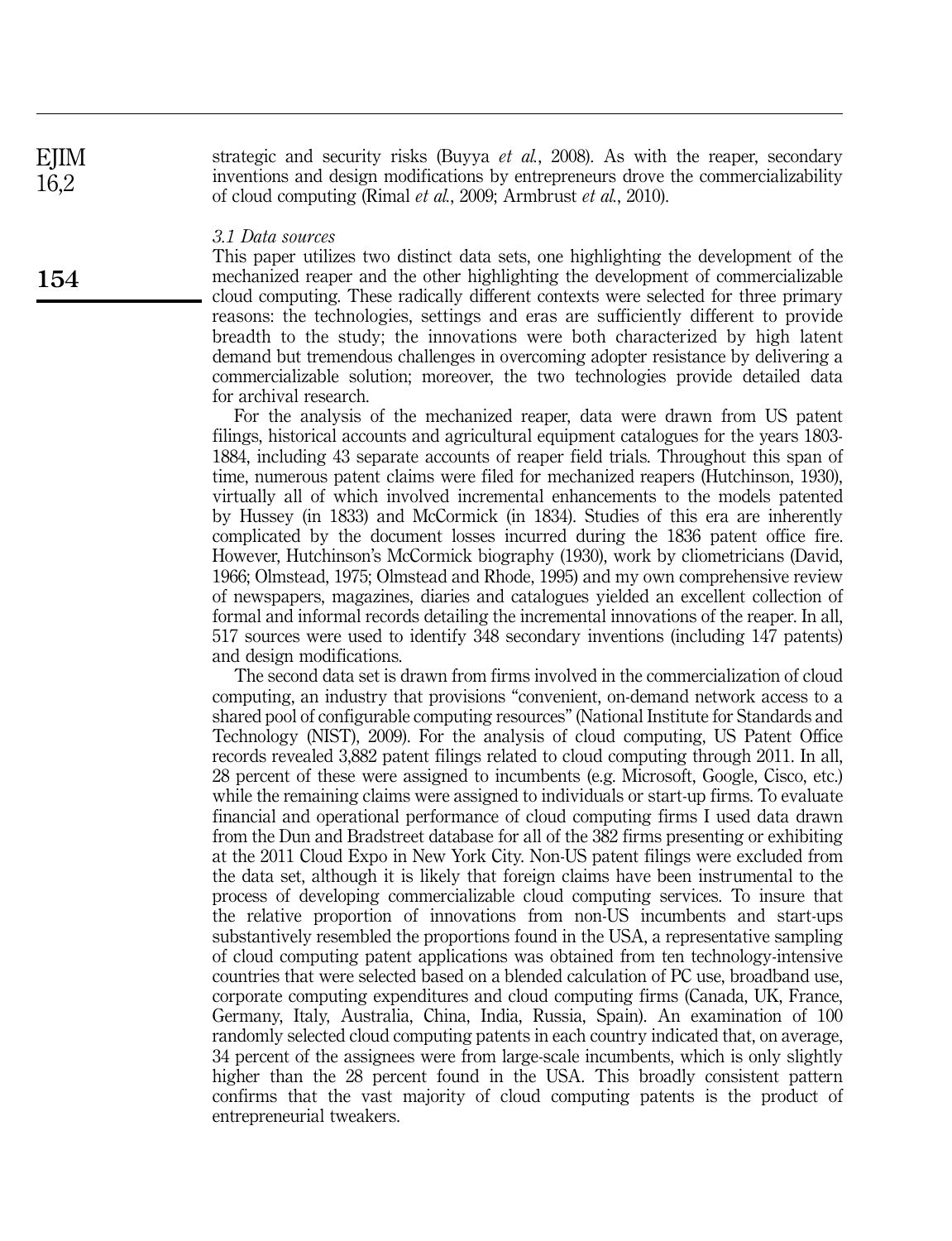strategic and security risks (Buyya *et al.*, 2008). As with the reaper, secondary inventions and design modifications by entrepreneurs drove the commercializability of cloud computing (Rimal *et al.*, 2009; Armbrust *et al.*, 2010).

### *3.1 Data sources*

This paper utilizes two distinct data sets, one highlighting the development of the mechanized reaper and the other highlighting the development of commercializable cloud computing. These radically different contexts were selected for three primary reasons: the technologies, settings and eras are sufficiently different to provide breadth to the study; the innovations were both characterized by high latent demand but tremendous challenges in overcoming adopter resistance by delivering a commercializable solution; moreover, the two technologies provide detailed data for archival research.

For the analysis of the mechanized reaper, data were drawn from US patent filings, historical accounts and agricultural equipment catalogues for the years 1803-1884, including 43 separate accounts of reaper field trials. Throughout this span of time, numerous patent claims were filed for mechanized reapers (Hutchinson, 1930), virtually all of which involved incremental enhancements to the models patented by Hussey (in 1833) and McCormick (in 1834). Studies of this era are inherently complicated by the document losses incurred during the 1836 patent office fire. However, Hutchinson's McCormick biography (1930), work by cliometricians (David, 1966; Olmstead, 1975; Olmstead and Rhode, 1995) and my own comprehensive review of newspapers, magazines, diaries and catalogues yielded an excellent collection of formal and informal records detailing the incremental innovations of the reaper. In all, 517 sources were used to identify 348 secondary inventions (including 147 patents) and design modifications.

The second data set is drawn from firms involved in the commercialization of cloud computing, an industry that provisions "convenient, on-demand network access to a shared pool of configurable computing resources" (National Institute for Standards and Technology (NIST), 2009). For the analysis of cloud computing, US Patent Office records revealed 3,882 patent filings related to cloud computing through 2011. In all, 28 percent of these were assigned to incumbents (e.g. Microsoft, Google, Cisco, etc.) while the remaining claims were assigned to individuals or start-up firms. To evaluate financial and operational performance of cloud computing firms I used data drawn from the Dun and Bradstreet database for all of the 382 firms presenting or exhibiting at the 2011 Cloud Expo in New York City. Non-US patent filings were excluded from the data set, although it is likely that foreign claims have been instrumental to the process of developing commercializable cloud computing services. To insure that the relative proportion of innovations from non-US incumbents and start-ups substantively resembled the proportions found in the USA, a representative sampling of cloud computing patent applications was obtained from ten technology-intensive countries that were selected based on a blended calculation of PC use, broadband use, corporate computing expenditures and cloud computing firms (Canada, UK, France, Germany, Italy, Australia, China, India, Russia, Spain). An examination of 100 randomly selected cloud computing patents in each country indicated that, on average, 34 percent of the assignees were from large-scale incumbents, which is only slightly higher than the 28 percent found in the USA. This broadly consistent pattern confirms that the vast majority of cloud computing patents is the product of entrepreneurial tweakers.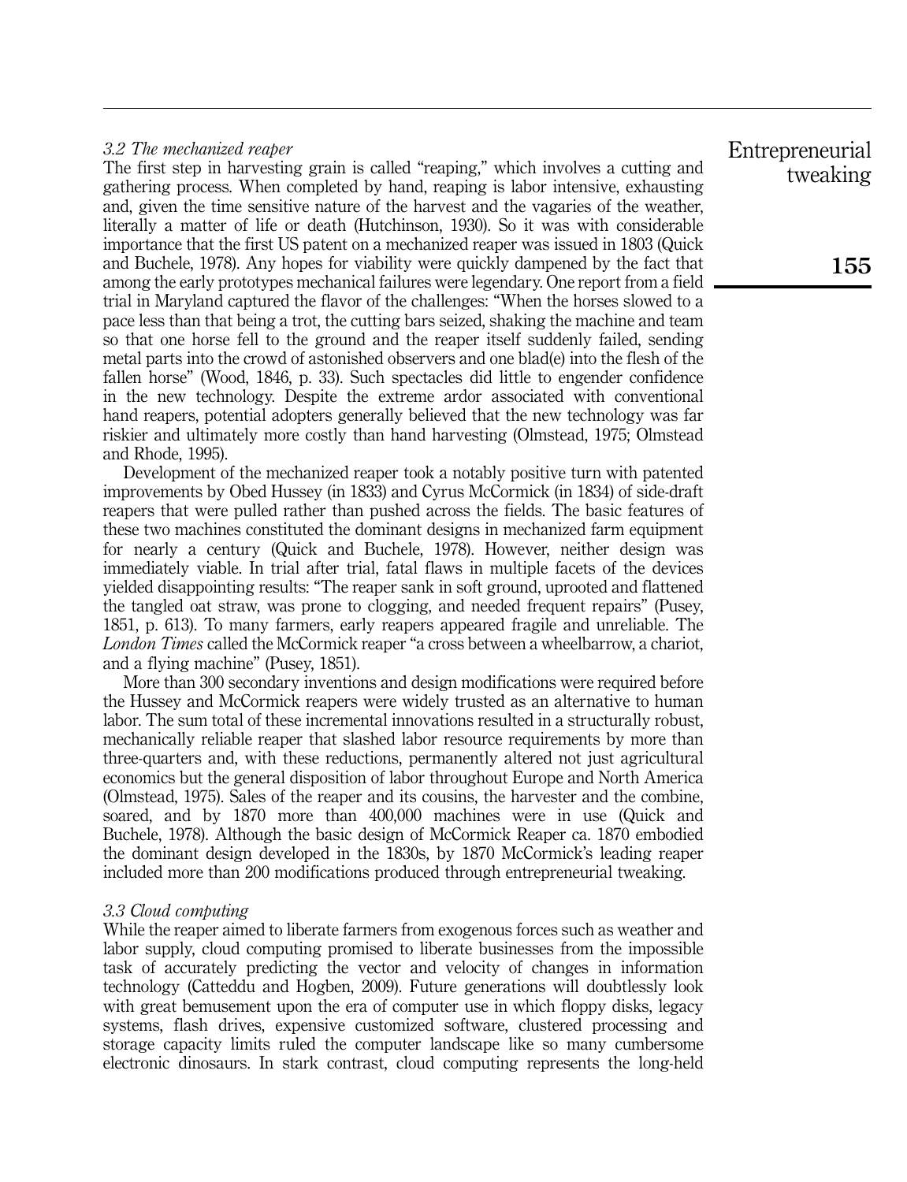### *3.2 The mechanized reaper*

The first step in harvesting grain is called "reaping," which involves a cutting and gathering process. When completed by hand, reaping is labor intensive, exhausting and, given the time sensitive nature of the harvest and the vagaries of the weather, literally a matter of life or death (Hutchinson, 1930). So it was with considerable importance that the first US patent on a mechanized reaper was issued in 1803 (Quick and Buchele, 1978). Any hopes for viability were quickly dampened by the fact that among the early prototypes mechanical failures were legendary. One report from a field trial in Maryland captured the flavor of the challenges: "When the horses slowed to a pace less than that being a trot, the cutting bars seized, shaking the machine and team so that one horse fell to the ground and the reaper itself suddenly failed, sending metal parts into the crowd of astonished observers and one blad(e) into the flesh of the fallen horse" (Wood, 1846, p. 33). Such spectacles did little to engender confidence in the new technology. Despite the extreme ardor associated with conventional hand reapers, potential adopters generally believed that the new technology was far riskier and ultimately more costly than hand harvesting (Olmstead, 1975; Olmstead and Rhode, 1995).

Development of the mechanized reaper took a notably positive turn with patented improvements by Obed Hussey (in 1833) and Cyrus McCormick (in 1834) of side-draft reapers that were pulled rather than pushed across the fields. The basic features of these two machines constituted the dominant designs in mechanized farm equipment for nearly a century (Quick and Buchele, 1978). However, neither design was immediately viable. In trial after trial, fatal flaws in multiple facets of the devices yielded disappointing results: "The reaper sank in soft ground, uprooted and flattened the tangled oat straw, was prone to clogging, and needed frequent repairs" (Pusey, 1851, p. 613). To many farmers, early reapers appeared fragile and unreliable. The *London Times* called the McCormick reaper "a cross between a wheelbarrow, a chariot, and a flying machine" (Pusey, 1851).

More than 300 secondary inventions and design modifications were required before the Hussey and McCormick reapers were widely trusted as an alternative to human labor. The sum total of these incremental innovations resulted in a structurally robust, mechanically reliable reaper that slashed labor resource requirements by more than three-quarters and, with these reductions, permanently altered not just agricultural economics but the general disposition of labor throughout Europe and North America (Olmstead, 1975). Sales of the reaper and its cousins, the harvester and the combine, soared, and by 1870 more than 400,000 machines were in use (Quick and Buchele, 1978). Although the basic design of McCormick Reaper ca. 1870 embodied the dominant design developed in the 1830s, by 1870 McCormick's leading reaper included more than 200 modifications produced through entrepreneurial tweaking.

### *3.3 Cloud computing*

While the reaper aimed to liberate farmers from exogenous forces such as weather and labor supply, cloud computing promised to liberate businesses from the impossible task of accurately predicting the vector and velocity of changes in information technology (Catteddu and Hogben, 2009). Future generations will doubtlessly look with great bemusement upon the era of computer use in which floppy disks, legacy systems, flash drives, expensive customized software, clustered processing and storage capacity limits ruled the computer landscape like so many cumbersome electronic dinosaurs. In stark contrast, cloud computing represents the long-held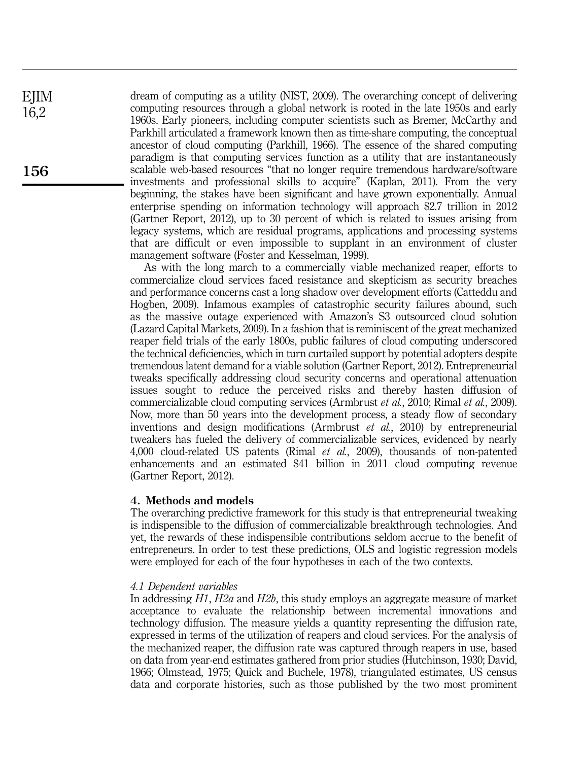dream of computing as a utility (NIST, 2009). The overarching concept of delivering computing resources through a global network is rooted in the late 1950s and early 1960s. Early pioneers, including computer scientists such as Bremer, McCarthy and Parkhill articulated a framework known then as time-share computing, the conceptual ancestor of cloud computing (Parkhill, 1966). The essence of the shared computing paradigm is that computing services function as a utility that are instantaneously scalable web-based resources "that no longer require tremendous hardware/software investments and professional skills to acquire" (Kaplan, 2011). From the very beginning, the stakes have been significant and have grown exponentially. Annual enterprise spending on information technology will approach $2.7 trillion in 2012 (Gartner Report, 2012), up to 30 percent of which is related to issues arising from legacy systems, which are residual programs, applications and processing systems that are difficult or even impossible to supplant in an environment of cluster management software (Foster and Kesselman, 1999).

As with the long march to a commercially viable mechanized reaper, efforts to commercialize cloud services faced resistance and skepticism as security breaches and performance concerns cast a long shadow over development efforts (Catteddu and Hogben, 2009). Infamous examples of catastrophic security failures abound, such as the massive outage experienced with Amazon's S3 outsourced cloud solution (Lazard Capital Markets, 2009). In a fashion that is reminiscent of the great mechanized reaper field trials of the early 1800s, public failures of cloud computing underscored the technical deficiencies, which in turn curtailed support by potential adopters despite tremendous latent demand for a viable solution (Gartner Report, 2012). Entrepreneurial tweaks specifically addressing cloud security concerns and operational attenuation issues sought to reduce the perceived risks and thereby hasten diffusion of commercializable cloud computing services (Armbrust *et al.*, 2010; Rimal *et al.*, 2009). Now, more than 50 years into the development process, a steady flow of secondary inventions and design modifications (Armbrust *et al.*, 2010) by entrepreneurial tweakers has fueled the delivery of commercializable services, evidenced by nearly 4,000 cloud-related US patents (Rimal *et al.*, 2009), thousands of non-patented enhancements and an estimated $41 billion in 2011 cloud computing revenue (Gartner Report, 2012).

## 4. Methods and models

The overarching predictive framework for this study is that entrepreneurial tweaking is indispensible to the diffusion of commercializable breakthrough technologies. And yet, the rewards of these indispensible contributions seldom accrue to the benefit of entrepreneurs. In order to test these predictions, OLS and logistic regression models were employed for each of the four hypotheses in each of the two contexts.

### *4.1 Dependent variables*

In addressing *H1*, *H2a* and *H2b*, this study employs an aggregate measure of market acceptance to evaluate the relationship between incremental innovations and technology diffusion. The measure yields a quantity representing the diffusion rate, expressed in terms of the utilization of reapers and cloud services. For the analysis of the mechanized reaper, the diffusion rate was captured through reapers in use, based on data from year-end estimates gathered from prior studies (Hutchinson, 1930; David, 1966; Olmstead, 1975; Quick and Buchele, 1978), triangulated estimates, US census data and corporate histories, such as those published by the two most prominent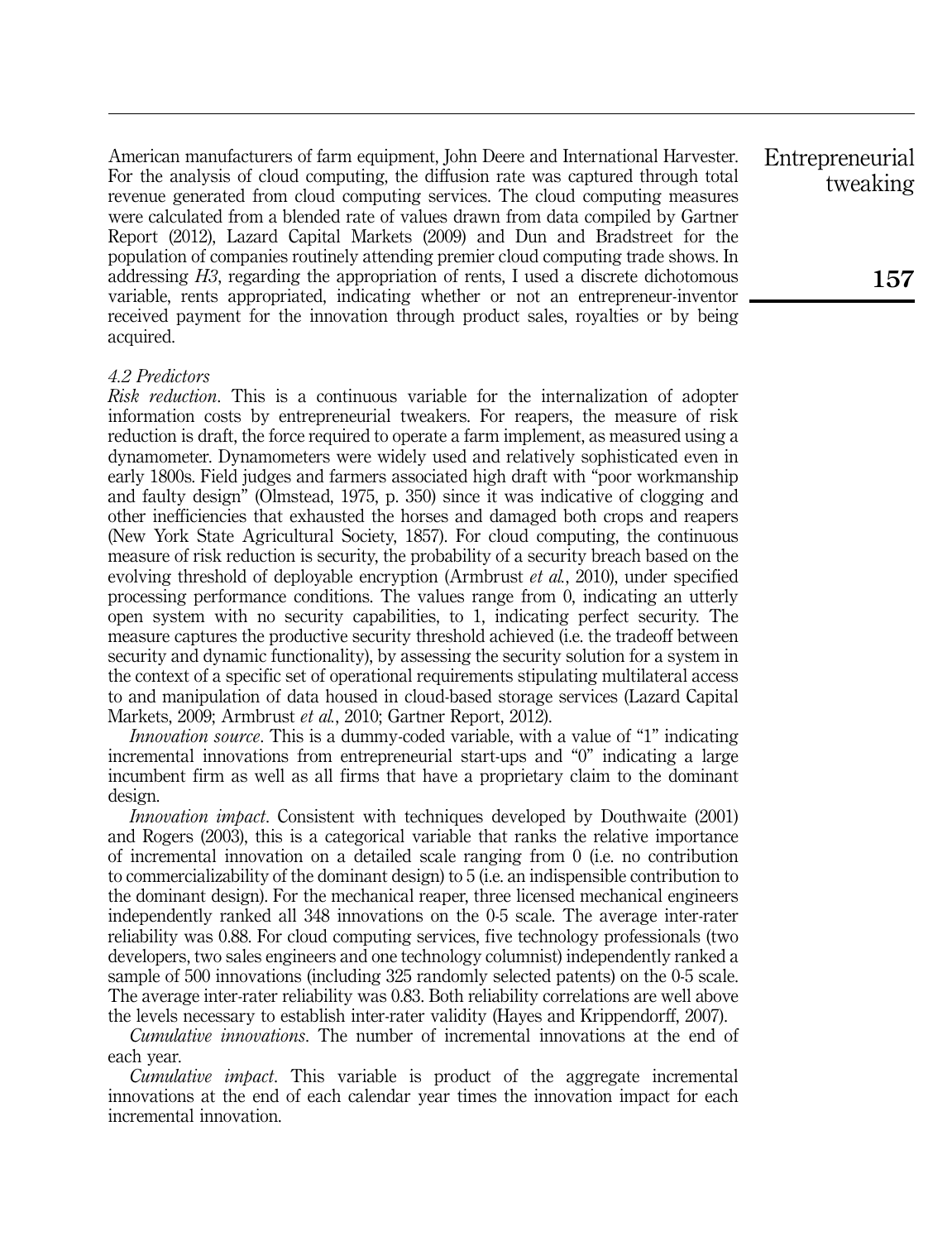American manufacturers of farm equipment, John Deere and International Harvester. For the analysis of cloud computing, the diffusion rate was captured through total revenue generated from cloud computing services. The cloud computing measures were calculated from a blended rate of values drawn from data compiled by Gartner Report (2012), Lazard Capital Markets (2009) and Dun and Bradstreet for the population of companies routinely attending premier cloud computing trade shows. In addressing *H3*, regarding the appropriation of rents, I used a discrete dichotomous variable, rents appropriated, indicating whether or not an entrepreneur-inventor received payment for the innovation through product sales, royalties or by being acquired.

### *4.2 Predictors*

*Risk reduction*. This is a continuous variable for the internalization of adopter information costs by entrepreneurial tweakers. For reapers, the measure of risk reduction is draft, the force required to operate a farm implement, as measured using a dynamometer. Dynamometers were widely used and relatively sophisticated even in early 1800s. Field judges and farmers associated high draft with "poor workmanship and faulty design" (Olmstead, 1975, p. 350) since it was indicative of clogging and other inefficiencies that exhausted the horses and damaged both crops and reapers (New York State Agricultural Society, 1857). For cloud computing, the continuous measure of risk reduction is security, the probability of a security breach based on the evolving threshold of deployable encryption (Armbrust *et al.*, 2010), under specified processing performance conditions. The values range from 0, indicating an utterly open system with no security capabilities, to 1, indicating perfect security. The measure captures the productive security threshold achieved (i.e. the tradeoff between security and dynamic functionality), by assessing the security solution for a system in the context of a specific set of operational requirements stipulating multilateral access to and manipulation of data housed in cloud-based storage services (Lazard Capital Markets, 2009; Armbrust *et al.*, 2010; Gartner Report, 2012).

*Innovation source*. This is a dummy-coded variable, with a value of "1" indicating incremental innovations from entrepreneurial start-ups and "0" indicating a large incumbent firm as well as all firms that have a proprietary claim to the dominant design.

*Innovation impact*. Consistent with techniques developed by Douthwaite (2001) and Rogers (2003), this is a categorical variable that ranks the relative importance of incremental innovation on a detailed scale ranging from 0 (i.e. no contribution to commercializability of the dominant design) to 5 (i.e. an indispensible contribution to the dominant design). For the mechanical reaper, three licensed mechanical engineers independently ranked all 348 innovations on the 0-5 scale. The average inter-rater reliability was 0.88. For cloud computing services, five technology professionals (two developers, two sales engineers and one technology columnist) independently ranked a sample of 500 innovations (including 325 randomly selected patents) on the 0-5 scale. The average inter-rater reliability was 0.83. Both reliability correlations are well above the levels necessary to establish inter-rater validity (Hayes and Krippendorff, 2007).

*Cumulative innovations*. The number of incremental innovations at the end of each year.

*Cumulative impact*. This variable is product of the aggregate incremental innovations at the end of each calendar year times the innovation impact for each incremental innovation.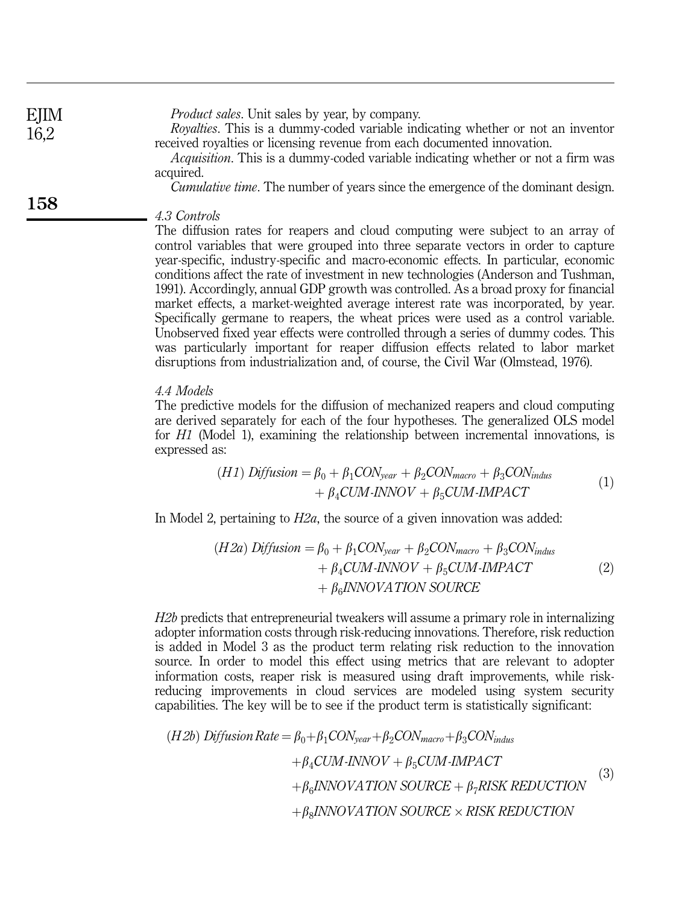*Product sales*. Unit sales by year, by company.

*Royalties*. This is a dummy-coded variable indicating whether or not an inventor received royalties or licensing revenue from each documented innovation.

*Acquisition*. This is a dummy-coded variable indicating whether or not a firm was acquired.

*Cumulative time*. The number of years since the emergence of the dominant design.

### 4.3 Controls

The diffusion rates for reapers and cloud computing were subject to an array of control variables that were grouped into three separate vectors in order to capture year-specific, industry-specific and macro-economic effects. In particular, economic conditions affect the rate of investment in new technologies (Anderson and Tushman, 1991). Accordingly, annual GDP growth was controlled. As a broad proxy for financial market effects, a market-weighted average interest rate was incorporated, by year. Specifically germane to reapers, the wheat prices were used as a control variable. Unobserved fixed year effects were controlled through a series of dummy codes. This was particularly important for reaper diffusion effects related to labor market disruptions from industrialization and, of course, the Civil War (Olmstead, 1976).

### 4.4 Models

The predictive models for the diffusion of mechanized reapers and cloud computing are derived separately for each of the four hypotheses. The generalized OLS model for *H1* (Model 1), examining the relationship between incremental innovations, is expressed as:

$$(H1)\ Diffusion = \beta_0 + \beta_1 CON_{year} + \beta_2 CON_{macro} + \beta_3 CON_{indus} + \beta_4 CUM\text{-}INNOV + \beta_5 CUM\text{-}IMPACT \quad (1)$$

In Model 2, pertaining to *H2a*, the source of a given innovation was added:

$$(H2a)\ Diffusion = \beta_0 + \beta_1 CON_{year} + \beta_2 CON_{macro} + \beta_3 CON_{indus} + \beta_4 CUM\text{-}INNOV + \beta_5 CUM\text{-}IMPACT + \beta_6 INNOVATION\ SOURCE \quad (2)$$

*H2b* predicts that entrepreneurial tweakers will assume a primary role in internalizing adopter information costs through risk-reducing innovations. Therefore, risk reduction is added in Model 3 as the product term relating risk reduction to the innovation source. In order to model this effect using metrics that are relevant to adopter information costs, reaper risk is measured using draft improvements, while risk-reducing improvements in cloud services are modeled using system security capabilities. The key will be to see if the product term is statistically significant:

$$(H2b)\ Diffusion\,Rate = \beta_0 + \beta_1 CON_{year} + \beta_2 CON_{macro} + \beta_3 CON_{indus} + \beta_4 CUM\text{-}INNOV + \beta_5 CUM\text{-}IMPACT + \beta_6 INNOVATION\ SOURCE + \beta_7 RISK\ REDUCTION + \beta_8 INNOVATION\ SOURCE \times RISK\ REDUCTION \quad (3)$$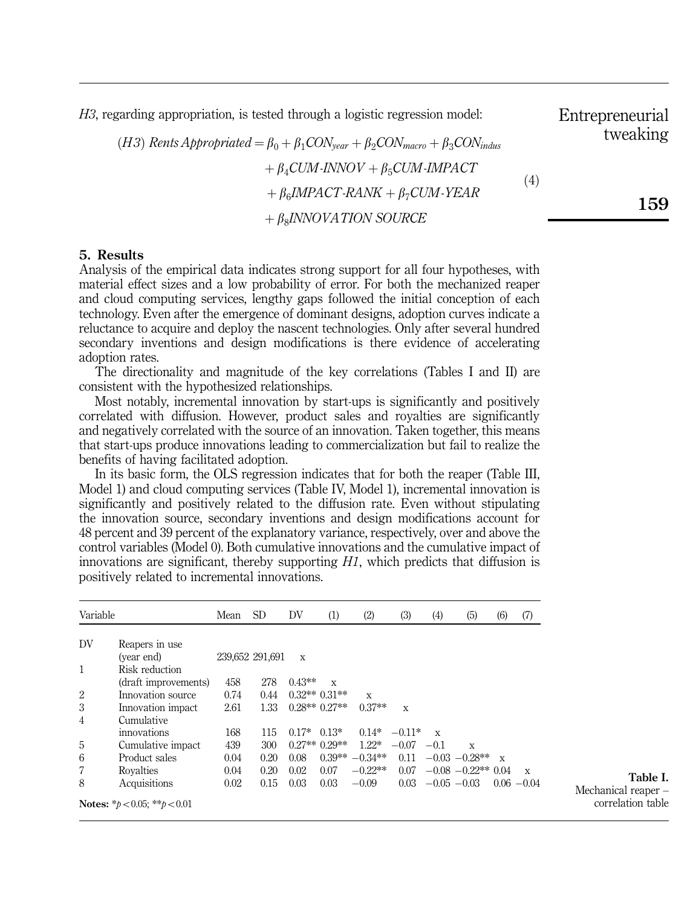*H3*, regarding appropriation, is tested through a logistic regression model:

$$
\begin{aligned}
(H3)\ \textit{Rents Appropriated} = \beta_0 + \beta_1 CON_{year} + \beta_2 CON_{macro} + \beta_3 CON_{indus} \\
+ \beta_4 \textit{CUM-INNOV} + \beta_5 \textit{CUM-IMPACT} \\
+ \beta_6 \textit{IMPACT-RANK} + \beta_7 \textit{CUM-YEAR} \\
+ \beta_8 \textit{INNOVATION SOURCE}
\end{aligned} \tag{4}
$$

## 5. Results

Analysis of the empirical data indicates strong support for all four hypotheses, with material effect sizes and a low probability of error. For both the mechanized reaper and cloud computing services, lengthy gaps followed the initial conception of each technology. Even after the emergence of dominant designs, adoption curves indicate a reluctance to acquire and deploy the nascent technologies. Only after several hundred secondary inventions and design modifications is there evidence of accelerating adoption rates.

The directionality and magnitude of the key correlations (Tables I and II) are consistent with the hypothesized relationships.

Most notably, incremental innovation by start-ups is significantly and positively correlated with diffusion. However, product sales and royalties are significantly and negatively correlated with the source of an innovation. Taken together, this means that start-ups produce innovations leading to commercialization but fail to realize the benefits of having facilitated adoption.

In its basic form, the OLS regression indicates that for both the reaper (Table III, Model 1) and cloud computing services (Table IV, Model 1), incremental innovation is significantly and positively related to the diffusion rate. Even without stipulating the innovation source, secondary inventions and design modifications account for 48 percent and 39 percent of the explanatory variance, respectively, over and above the control variables (Model 0). Both cumulative innovations and the cumulative impact of innovations are significant, thereby supporting *H1*, which predicts that diffusion is positively related to incremental innovations.

| Variable | | Mean | SD | DV | (1) | (2) | (3) | (4) | (5) | (6) | (7) |
|---|---|---|---|---|---|---|---|---|---|---|---|
| DV | Reapers in use (year end) | 239,652 | 291,691 | x | | | | | | | |
| 1 | Risk reduction (draft improvements) | 458 | 278 | 0.43** | x | | | | | | |
| 2 | Innovation source | 0.74 | 0.44 | 0.32** | 0.31** | x | | | | | |
| 3 | Innovation impact | 2.61 | 1.33 | 0.28** | 0.27** | 0.37** | x | | | | |
| 4 | Cumulative innovations | 168 | 115 | 0.17* | 0.13* | 0.14* | −0.11* | x | | | |
| 5 | Cumulative impact | 439 | 300 | 0.27** | 0.29** | 1.22* | −0.07 | −0.1 | x | | |
| 6 | Product sales | 0.04 | 0.20 | 0.08 | 0.39** | −0.34** | 0.11 | −0.03 | −0.28** | x | |
| 7 | Royalties | 0.04 | 0.20 | 0.02 | 0.07 | −0.22** | 0.07 | −0.08 | −0.22** | 0.04 | x |
| 8 | Acquisitions | 0.02 | 0.15 | 0.03 | 0.03 | −0.09 | 0.03 | −0.05 | −0.03 | 0.06 | −0.04 |

**Notes:** $*p < 0.05$; $**p < 0.01$

**Table I.** Mechanical reaper – correlation table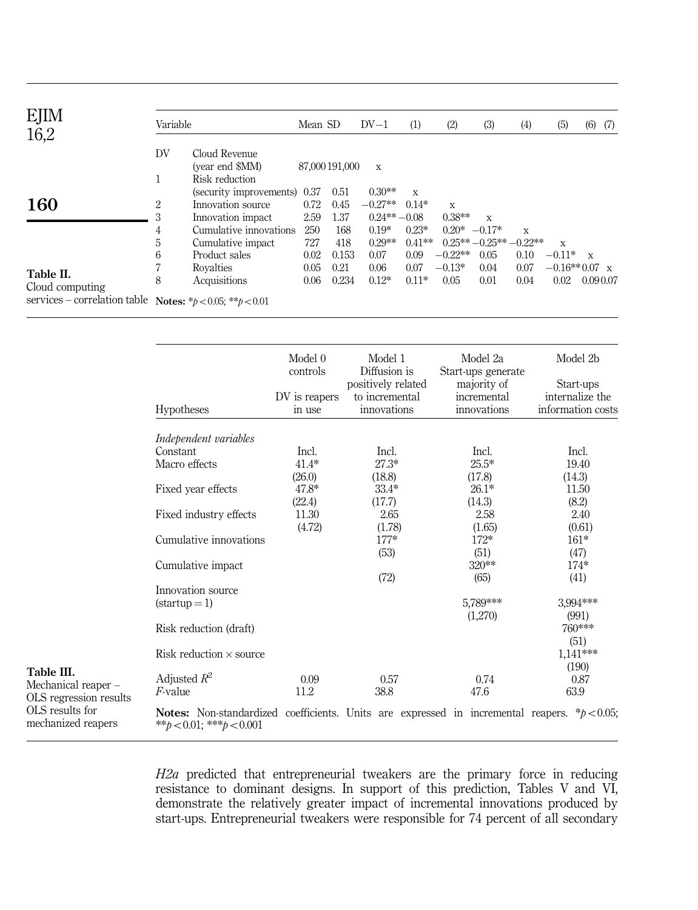**Table II.** Cloud computing services – correlation table

| | Variable | Mean | SD | DV−1 | (1) | (2) | (3) | (4) | (5) | (6) | (7) |
|---|---|---|---|---|---|---|---|---|---|---|---|
| DV | Cloud Revenue (year end $MM) | 87,000 | 191,000 | x | | | | | | | |
| 1 | Risk reduction (security improvements) | 0.37 | 0.51 | 0.30** | x | | | | | | |
| 2 | Innovation source | 0.72 | 0.45 | −0.27** | 0.14* | x | | | | | |
| 3 | Innovation impact | 2.59 | 1.37 | 0.24** | −0.08 | 0.38** | x | | | | |
| 4 | Cumulative innovations | 250 | 168 | 0.19* | 0.23* | 0.20* | −0.17* | x | | | |
| 5 | Cumulative impact | 727 | 418 | 0.29** | 0.41** | 0.25** | −0.25** | −0.22** | x | | |
| 6 | Product sales | 0.02 | 0.153 | 0.07 | 0.09 | −0.22** | 0.05 | 0.10 | −0.11* | x | |
| 7 | Royalties | 0.05 | 0.21 | 0.06 | 0.07 | −0.13* | 0.04 | 0.07 | −0.16** | 0.07 | x |
| 8 | Acquisitions | 0.06 | 0.234 | 0.12* | 0.11* | 0.05 | 0.01 | 0.04 | 0.02 | 0.09 | 0.07 |

**Notes:** $*p<0.05$; $**p<0.01$

**Table III.** Mechanical reaper – OLS regression results OLS results for mechanized reapers

| Hypotheses | Model 0 controls DV is reapers in use | Model 1 Diffusion is positively related to incremental innovations | Model 2a Start-ups generate majority of incremental innovations | Model 2b Start-ups internalize the information costs |
|---|---|---|---|---|
| *Independent variables* | | | | |
| Constant | Incl. | Incl. | Incl. | Incl. |
| Macro effects | 41.4* | 27.3* | 25.5* | 19.40 |
| | (26.0) | (18.8) | (17.8) | (14.3) |
| Fixed year effects | 47.8* | 33.4* | 26.1* | 11.50 |
| | (22.4) | (17.7) | (14.3) | (8.2) |
| Fixed industry effects | 11.30 | 2.65 | 2.58 | 2.40 |
| | (4.72) | (1.78) | (1.65) | (0.61) |
| Cumulative innovations | | 177* | 172* | 161* |
| | | (53) | (51) | (47) |
| Cumulative impact | | | 320** | 174* |
| | | (72) | (65) | (41) |
| Innovation source (startup = 1) | | | 5,789*** | 3,994*** |
| | | | (1,270) | (991) |
| Risk reduction (draft) | | | | 760*** |
| | | | | (51) |
| Risk reduction × source | | | | 1,141*** |
| | | | | (190) |
| Adjusted $R^2$ | 0.09 | 0.57 | 0.74 | 0.87 |
| $F$-value | 11.2 | 38.8 | 47.6 | 63.9 |

**Notes:** Non-standardized coefficients. Units are expressed in incremental reapers. $*p<0.05$; $**p<0.01$; $***p<0.001$

*H2a* predicted that entrepreneurial tweakers are the primary force in reducing resistance to dominant designs. In support of this prediction, Tables V and VI, demonstrate the relatively greater impact of incremental innovations produced by start-ups. Entrepreneurial tweakers were responsible for 74 percent of all secondary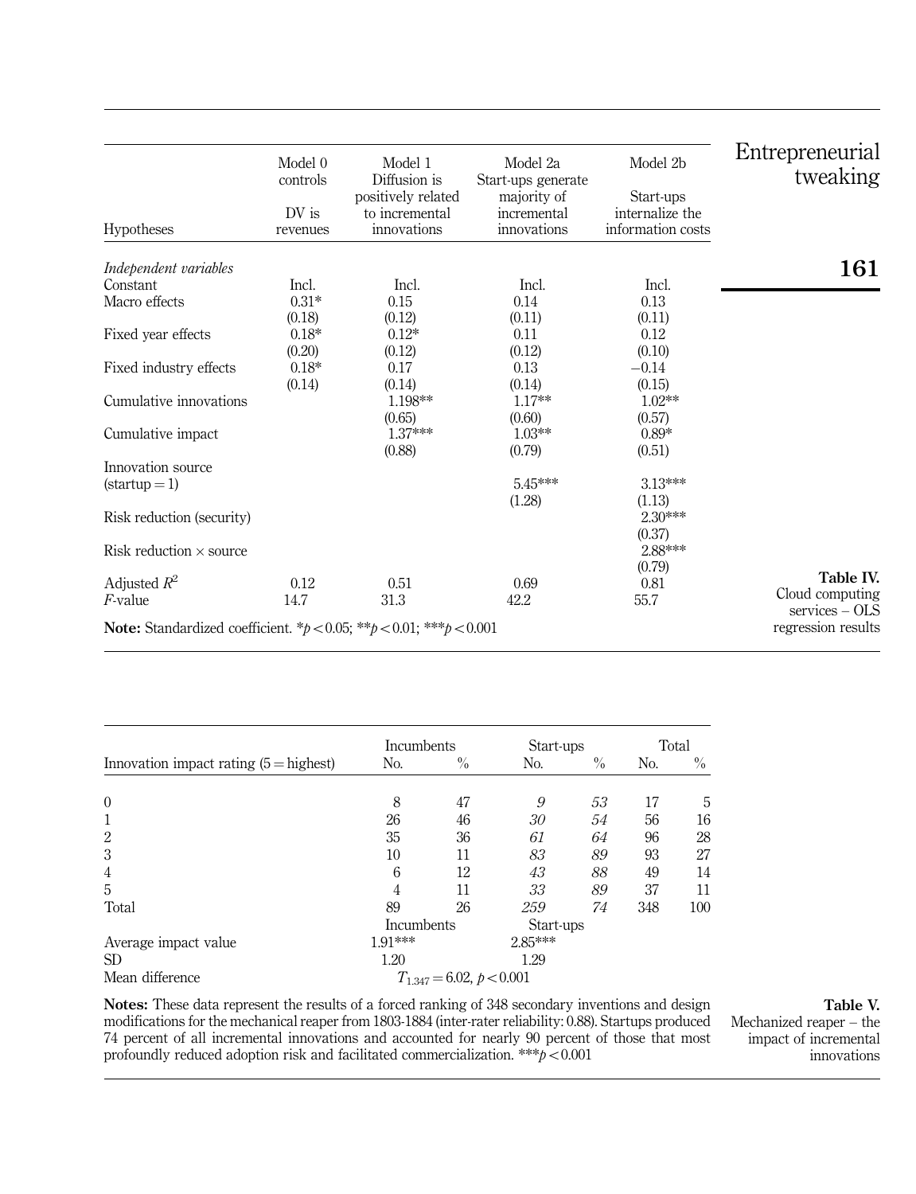| Hypotheses | Model 0 controls DV is revenues | Model 1 Diffusion is positively related to incremental innovations | Model 2a Start-ups generate majority of incremental innovations | Model 2b Start-ups internalize the information costs |
|---|---|---|---|---|
| *Independent variables* | | | | |
| Constant | Incl. | Incl. | Incl. | Incl. |
| Macro effects | 0.31* | 0.15 | 0.14 | 0.13 |
| | (0.18) | (0.12) | (0.11) | (0.11) |
| Fixed year effects | 0.18* | 0.12* | 0.11 | 0.12 |
| | (0.20) | (0.12) | (0.12) | (0.10) |
| Fixed industry effects | 0.18* | 0.17 | 0.13 | −0.14 |
| | (0.14) | (0.14) | (0.14) | (0.15) |
| Cumulative innovations | | 1.198** | 1.17** | 1.02** |
| | | (0.65) | (0.60) | (0.57) |
| Cumulative impact | | 1.37*** | 1.03** | 0.89* |
| | | (0.88) | (0.79) | (0.51) |
| Innovation source (startup = 1) | | | 5.45*** | 3.13*** |
| | | | (1.28) | (1.13) |
| Risk reduction (security) | | | | 2.30*** |
| | | | | (0.37) |
| Risk reduction × source | | | | 2.88*** |
| | | | | (0.79) |
| Adjusted $R^2$ | 0.12 | 0.51 | 0.69 | 0.81 |
| *F*-value | 14.7 | 31.3 | 42.2 | 55.7 |

**Note:** Standardized coefficient. *$p<0.05$; **$p<0.01$; ***$p<0.001$

**Table IV.** Cloud computing services – OLS regression results

| Innovation impact rating (5 = highest) | Incumbents No. | Incumbents % | Start-ups No. | Start-ups % | Total No. | Total % |
|---|---|---|---|---|---|---|
| 0 | 8 | 47 | *9* | *53* | 17 | 5 |
| 1 | 26 | 46 | *30* | *54* | 56 | 16 |
| 2 | 35 | 36 | *61* | *64* | 96 | 28 |
| 3 | 10 | 11 | *83* | *89* | 93 | 27 |
| 4 | 6 | 12 | *43* | *88* | 49 | 14 |
| 5 | 4 | 11 | *33* | *89* | 37 | 11 |
| Total | 89 | 26 | *259* | *74* | 348 | 100 |
| | Incumbents | | Start-ups | | | |
| Average impact value | 1.91*** | | 2.85*** | | | |
| SD | 1.20 | | 1.29 | | | |
| Mean difference | $T_{1,347} = 6.02$, $p<0.001$ | | | | | |

**Notes:** These data represent the results of a forced ranking of 348 secondary inventions and design modifications for the mechanical reaper from 1803-1884 (inter-rater reliability: 0.88). Startups produced 74 percent of all incremental innovations and accounted for nearly 90 percent of those that most profoundly reduced adoption risk and facilitated commercialization. ***$p<0.001$

**Table V.** Mechanized reaper – the impact of incremental innovations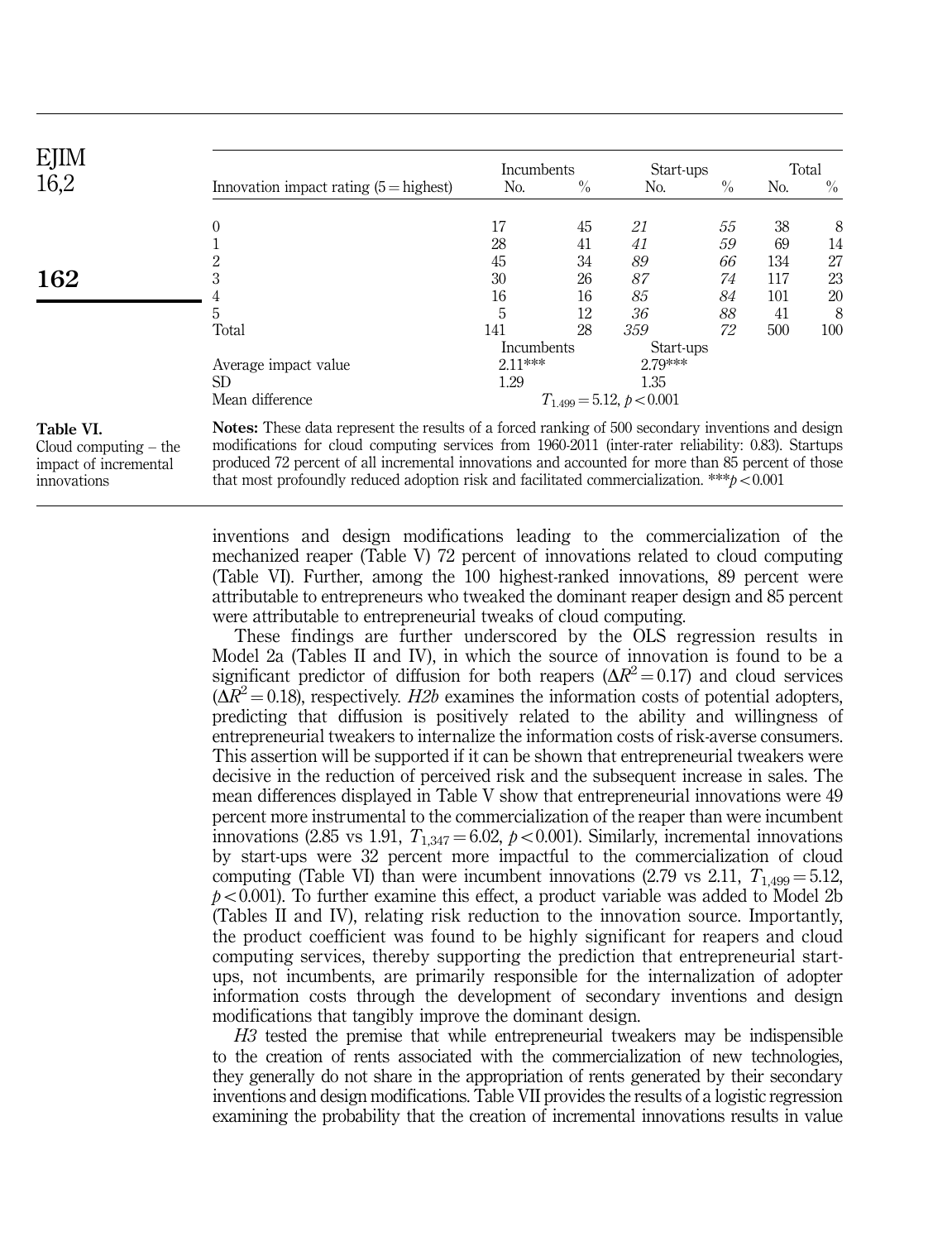**Table VI.** Cloud computing – the impact of incremental innovations

| Innovation impact rating (5 = highest) | Incumbents No. | Incumbents % | Start-ups No. | Start-ups % | Total No. | Total % |
|---|---|---|---|---|---|---|
| 0 | 17 | 45 | *21* | *55* | 38 | 8 |
| 1 | 28 | 41 | *41* | *59* | 69 | 14 |
| 2 | 45 | 34 | *89* | *66* | 134 | 27 |
| 3 | 30 | 26 | *87* | *74* | 117 | 23 |
| 4 | 16 | 16 | *85* | *84* | 101 | 20 |
| 5 | 5 | 12 | *36* | *88* | 41 | 8 |
| Total | 141 | 28 | *359* | *72* | 500 | 100 |
| | Incumbents | | Start-ups | | | |
| Average impact value | 2.11*** | | 2.79*** | | | |
| SD | 1.29 | | 1.35 | | | |
| Mean difference | $T_{1,499} = 5.12$, $p < 0.001$ | | | | | |

**Notes:** These data represent the results of a forced ranking of 500 secondary inventions and design modifications for cloud computing services from 1960-2011 (inter-rater reliability: 0.83). Startups produced 72 percent of all incremental innovations and accounted for more than 85 percent of those that most profoundly reduced adoption risk and facilitated commercialization. ***$p < 0.001$

inventions and design modifications leading to the commercialization of the mechanized reaper (Table V) 72 percent of innovations related to cloud computing (Table VI). Further, among the 100 highest-ranked innovations, 89 percent were attributable to entrepreneurs who tweaked the dominant reaper design and 85 percent were attributable to entrepreneurial tweaks of cloud computing.

These findings are further underscored by the OLS regression results in Model 2a (Tables II and IV), in which the source of innovation is found to be a significant predictor of diffusion for both reapers ($\Delta R^2 = 0.17$) and cloud services ($\Delta R^2 = 0.18$), respectively. *H2b* examines the information costs of potential adopters, predicting that diffusion is positively related to the ability and willingness of entrepreneurial tweakers to internalize the information costs of risk-averse consumers. This assertion will be supported if it can be shown that entrepreneurial tweakers were decisive in the reduction of perceived risk and the subsequent increase in sales. The mean differences displayed in Table V show that entrepreneurial innovations were 49 percent more instrumental to the commercialization of the reaper than were incumbent innovations (2.85 vs 1.91, $T_{1,347} = 6.02$, $p < 0.001$). Similarly, incremental innovations by start-ups were 32 percent more impactful to the commercialization of cloud computing (Table VI) than were incumbent innovations (2.79 vs 2.11, $T_{1,499} = 5.12$, $p < 0.001$). To further examine this effect, a product variable was added to Model 2b (Tables II and IV), relating risk reduction to the innovation source. Importantly, the product coefficient was found to be highly significant for reapers and cloud computing services, thereby supporting the prediction that entrepreneurial start-ups, not incumbents, are primarily responsible for the internalization of adopter information costs through the development of secondary inventions and design modifications that tangibly improve the dominant design.

*H3* tested the premise that while entrepreneurial tweakers may be indispensible to the creation of rents associated with the commercialization of new technologies, they generally do not share in the appropriation of rents generated by their secondary inventions and design modifications. Table VII provides the results of a logistic regression examining the probability that the creation of incremental innovations results in value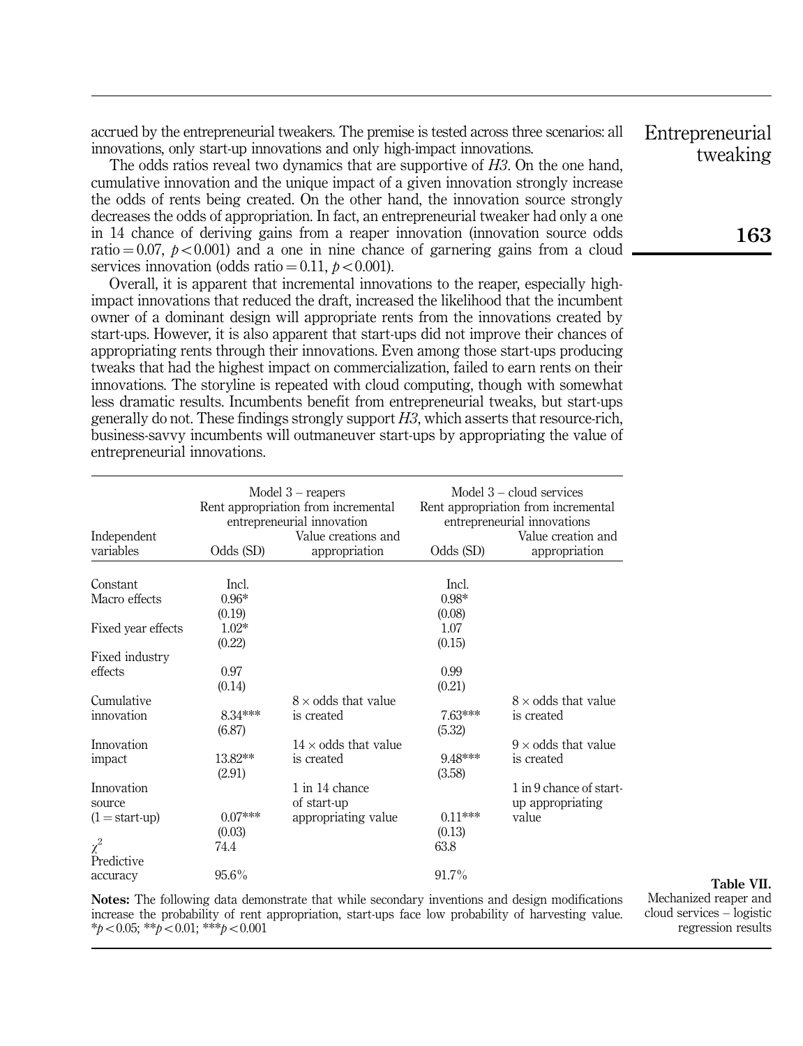accrued by the entrepreneurial tweakers. The premise is tested across three scenarios: all innovations, only start-up innovations and only high-impact innovations.

The odds ratios reveal two dynamics that are supportive of *H3*. On the one hand, cumulative innovation and the unique impact of a given innovation strongly increase the odds of rents being created. On the other hand, the innovation source strongly decreases the odds of appropriation. In fact, an entrepreneurial tweaker had only a one in 14 chance of deriving gains from a reaper innovation (innovation source odds ratio = 0.07, $p < 0.001$) and a one in nine chance of garnering gains from a cloud services innovation (odds ratio = 0.11, $p < 0.001$).

Overall, it is apparent that incremental innovations to the reaper, especially high-impact innovations that reduced the draft, increased the likelihood that the incumbent owner of a dominant design will appropriate rents from the innovations created by start-ups. However, it is also apparent that start-ups did not improve their chances of appropriating rents through their innovations. Even among those start-ups producing tweaks that had the highest impact on commercialization, failed to earn rents on their innovations. The storyline is repeated with cloud computing, though with somewhat less dramatic results. Incumbents benefit from entrepreneurial tweaks, but start-ups generally do not. These findings strongly support *H3*, which asserts that resource-rich, business-savvy incumbents will outmaneuver start-ups by appropriating the value of entrepreneurial innovations.

| | Model 3 – reapers Rent appropriation from incremental entrepreneurial innovation | | Model 3 – cloud services Rent appropriation from incremental entrepreneurial innovations | |
|---|---|---|---|---|
| Independent variables | Odds (SD) | Value creations and appropriation | Odds (SD) | Value creation and appropriation |
| Constant | Incl. | | Incl. | |
| Macro effects | 0.96* (0.19) | | 0.98* (0.08) | |
| Fixed year effects | 1.02* (0.22) | | 1.07 (0.15) | |
| Fixed industry effects | 0.97 (0.14) | | 0.99 (0.21) | |
| Cumulative innovation | 8.34*** (6.87) | 8 × odds that value is created | 7.63*** (5.32) | 8 × odds that value is created |
| Innovation impact | 13.82** (2.91) | 14 × odds that value is created | 9.48*** (3.58) | 9 × odds that value is created |
| Innovation source (1 = start-up) | 0.07*** (0.03) | 1 in 14 chance of start-up appropriating value | 0.11*** (0.13) | 1 in 9 chance of start-up appropriating value |
| $\chi^2$ | 74.4 | | 63.8 | |
| Predictive accuracy | 95.6% | | 91.7% | |

**Notes:** The following data demonstrate that while secondary inventions and design modifications increase the probability of rent appropriation, start-ups face low probability of harvesting value. *$p < 0.05$; **$p < 0.01$; ***$p < 0.001$

**Table VII.** Mechanized reaper and cloud services – logistic regression results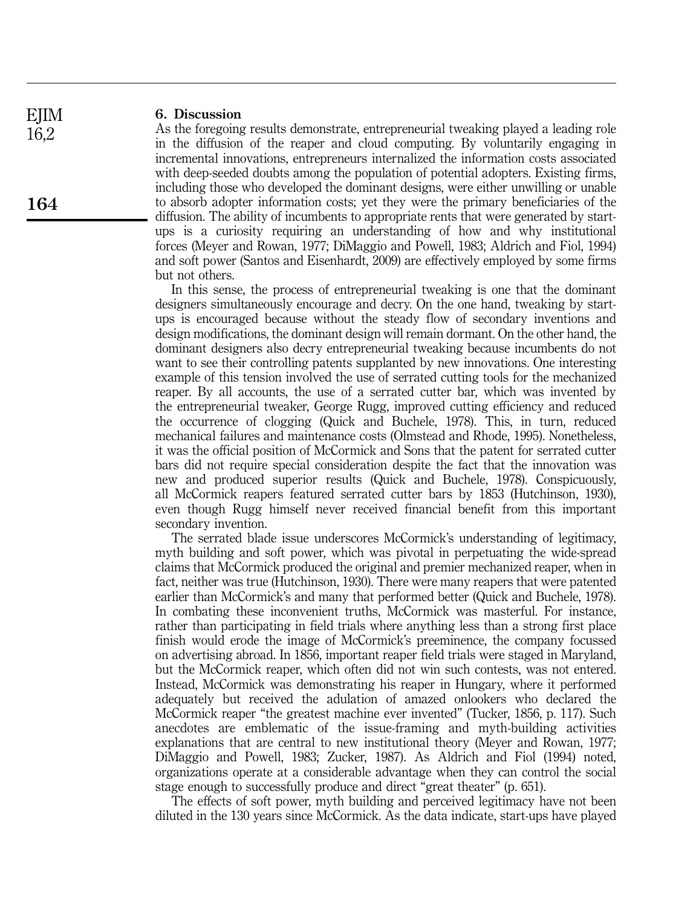## 6. Discussion

As the foregoing results demonstrate, entrepreneurial tweaking played a leading role in the diffusion of the reaper and cloud computing. By voluntarily engaging in incremental innovations, entrepreneurs internalized the information costs associated with deep-seeded doubts among the population of potential adopters. Existing firms, including those who developed the dominant designs, were either unwilling or unable to absorb adopter information costs; yet they were the primary beneficiaries of the diffusion. The ability of incumbents to appropriate rents that were generated by start-ups is a curiosity requiring an understanding of how and why institutional forces (Meyer and Rowan, 1977; DiMaggio and Powell, 1983; Aldrich and Fiol, 1994) and soft power (Santos and Eisenhardt, 2009) are effectively employed by some firms but not others.

In this sense, the process of entrepreneurial tweaking is one that the dominant designers simultaneously encourage and decry. On the one hand, tweaking by start-ups is encouraged because without the steady flow of secondary inventions and design modifications, the dominant design will remain dormant. On the other hand, the dominant designers also decry entrepreneurial tweaking because incumbents do not want to see their controlling patents supplanted by new innovations. One interesting example of this tension involved the use of serrated cutting tools for the mechanized reaper. By all accounts, the use of a serrated cutter bar, which was invented by the entrepreneurial tweaker, George Rugg, improved cutting efficiency and reduced the occurrence of clogging (Quick and Buchele, 1978). This, in turn, reduced mechanical failures and maintenance costs (Olmstead and Rhode, 1995). Nonetheless, it was the official position of McCormick and Sons that the patent for serrated cutter bars did not require special consideration despite the fact that the innovation was new and produced superior results (Quick and Buchele, 1978). Conspicuously, all McCormick reapers featured serrated cutter bars by 1853 (Hutchinson, 1930), even though Rugg himself never received financial benefit from this important secondary invention.

The serrated blade issue underscores McCormick's understanding of legitimacy, myth building and soft power, which was pivotal in perpetuating the wide-spread claims that McCormick produced the original and premier mechanized reaper, when in fact, neither was true (Hutchinson, 1930). There were many reapers that were patented earlier than McCormick's and many that performed better (Quick and Buchele, 1978). In combating these inconvenient truths, McCormick was masterful. For instance, rather than participating in field trials where anything less than a strong first place finish would erode the image of McCormick's preeminence, the company focussed on advertising abroad. In 1856, important reaper field trials were staged in Maryland, but the McCormick reaper, which often did not win such contests, was not entered. Instead, McCormick was demonstrating his reaper in Hungary, where it performed adequately but received the adulation of amazed onlookers who declared the McCormick reaper "the greatest machine ever invented" (Tucker, 1856, p. 117). Such anecdotes are emblematic of the issue-framing and myth-building activities explanations that are central to new institutional theory (Meyer and Rowan, 1977; DiMaggio and Powell, 1983; Zucker, 1987). As Aldrich and Fiol (1994) noted, organizations operate at a considerable advantage when they can control the social stage enough to successfully produce and direct "great theater" (p. 651).

The effects of soft power, myth building and perceived legitimacy have not been diluted in the 130 years since McCormick. As the data indicate, start-ups have played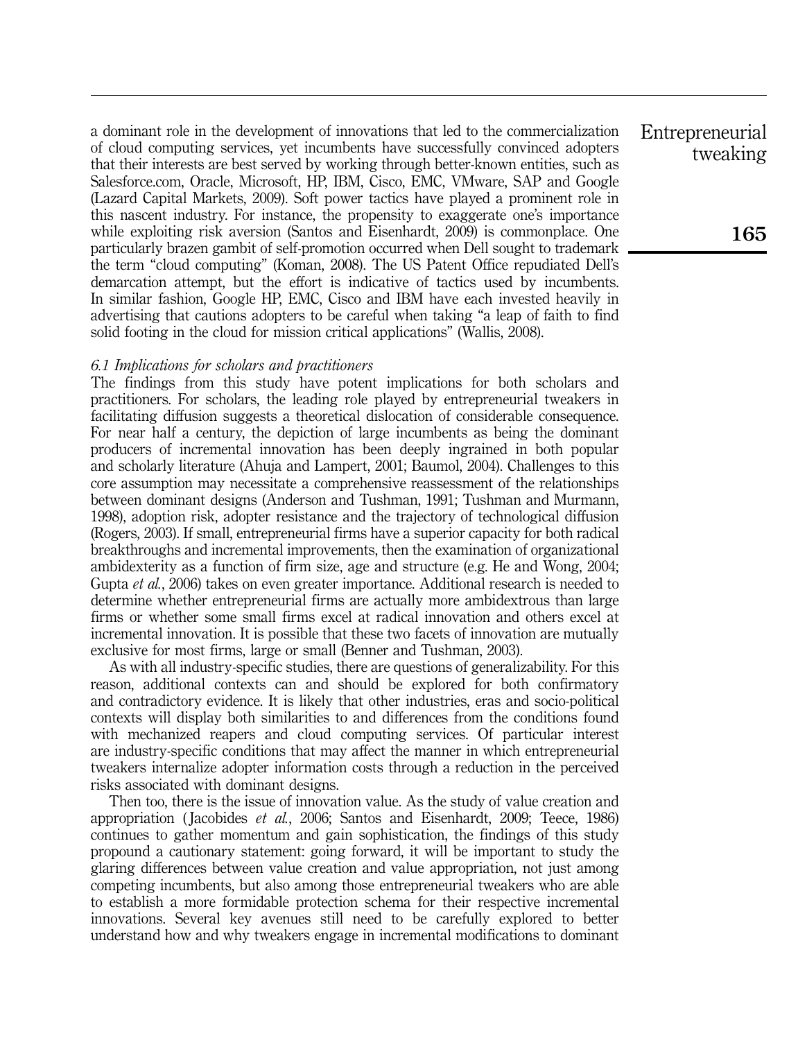a dominant role in the development of innovations that led to the commercialization of cloud computing services, yet incumbents have successfully convinced adopters that their interests are best served by working through better-known entities, such as Salesforce.com, Oracle, Microsoft, HP, IBM, Cisco, EMC, VMware, SAP and Google (Lazard Capital Markets, 2009). Soft power tactics have played a prominent role in this nascent industry. For instance, the propensity to exaggerate one's importance while exploiting risk aversion (Santos and Eisenhardt, 2009) is commonplace. One particularly brazen gambit of self-promotion occurred when Dell sought to trademark the term "cloud computing" (Koman, 2008). The US Patent Office repudiated Dell's demarcation attempt, but the effort is indicative of tactics used by incumbents. In similar fashion, Google HP, EMC, Cisco and IBM have each invested heavily in advertising that cautions adopters to be careful when taking "a leap of faith to find solid footing in the cloud for mission critical applications" (Wallis, 2008).

### *6.1 Implications for scholars and practitioners*

The findings from this study have potent implications for both scholars and practitioners. For scholars, the leading role played by entrepreneurial tweakers in facilitating diffusion suggests a theoretical dislocation of considerable consequence. For near half a century, the depiction of large incumbents as being the dominant producers of incremental innovation has been deeply ingrained in both popular and scholarly literature (Ahuja and Lampert, 2001; Baumol, 2004). Challenges to this core assumption may necessitate a comprehensive reassessment of the relationships between dominant designs (Anderson and Tushman, 1991; Tushman and Murmann, 1998), adoption risk, adopter resistance and the trajectory of technological diffusion (Rogers, 2003). If small, entrepreneurial firms have a superior capacity for both radical breakthroughs and incremental improvements, then the examination of organizational ambidexterity as a function of firm size, age and structure (e.g. He and Wong, 2004; Gupta *et al.*, 2006) takes on even greater importance. Additional research is needed to determine whether entrepreneurial firms are actually more ambidextrous than large firms or whether some small firms excel at radical innovation and others excel at incremental innovation. It is possible that these two facets of innovation are mutually exclusive for most firms, large or small (Benner and Tushman, 2003).

As with all industry-specific studies, there are questions of generalizability. For this reason, additional contexts can and should be explored for both confirmatory and contradictory evidence. It is likely that other industries, eras and socio-political contexts will display both similarities to and differences from the conditions found with mechanized reapers and cloud computing services. Of particular interest are industry-specific conditions that may affect the manner in which entrepreneurial tweakers internalize adopter information costs through a reduction in the perceived risks associated with dominant designs.

Then too, there is the issue of innovation value. As the study of value creation and appropriation (Jacobides *et al.*, 2006; Santos and Eisenhardt, 2009; Teece, 1986) continues to gather momentum and gain sophistication, the findings of this study propound a cautionary statement: going forward, it will be important to study the glaring differences between value creation and value appropriation, not just among competing incumbents, but also among those entrepreneurial tweakers who are able to establish a more formidable protection schema for their respective incremental innovations. Several key avenues still need to be carefully explored to better understand how and why tweakers engage in incremental modifications to dominant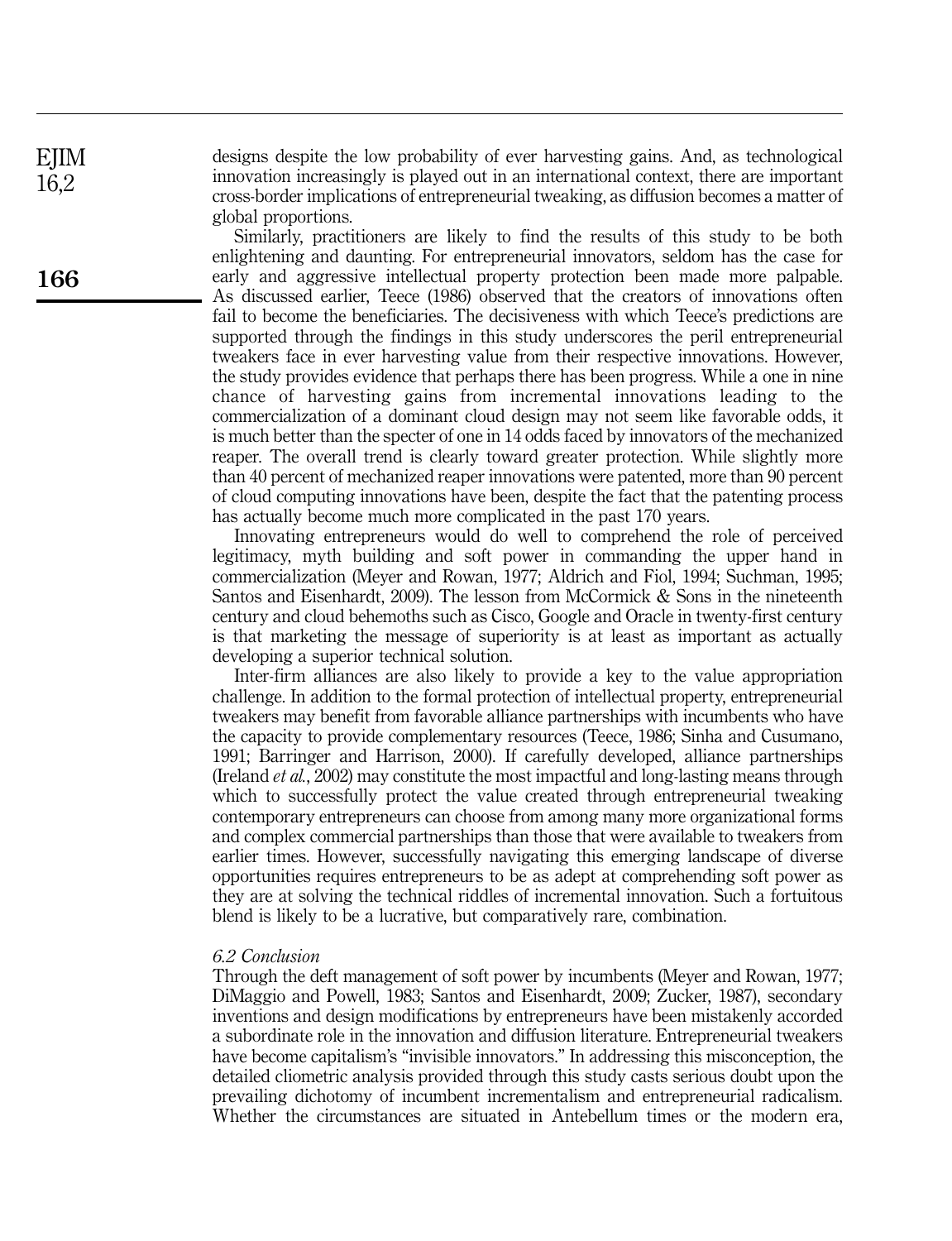designs despite the low probability of ever harvesting gains. And, as technological innovation increasingly is played out in an international context, there are important cross-border implications of entrepreneurial tweaking, as diffusion becomes a matter of global proportions.

Similarly, practitioners are likely to find the results of this study to be both enlightening and daunting. For entrepreneurial innovators, seldom has the case for early and aggressive intellectual property protection been made more palpable. As discussed earlier, Teece (1986) observed that the creators of innovations often fail to become the beneficiaries. The decisiveness with which Teece's predictions are supported through the findings in this study underscores the peril entrepreneurial tweakers face in ever harvesting value from their respective innovations. However, the study provides evidence that perhaps there has been progress. While a one in nine chance of harvesting gains from incremental innovations leading to the commercialization of a dominant cloud design may not seem like favorable odds, it is much better than the specter of one in 14 odds faced by innovators of the mechanized reaper. The overall trend is clearly toward greater protection. While slightly more than 40 percent of mechanized reaper innovations were patented, more than 90 percent of cloud computing innovations have been, despite the fact that the patenting process has actually become much more complicated in the past 170 years.

Innovating entrepreneurs would do well to comprehend the role of perceived legitimacy, myth building and soft power in commanding the upper hand in commercialization (Meyer and Rowan, 1977; Aldrich and Fiol, 1994; Suchman, 1995; Santos and Eisenhardt, 2009). The lesson from McCormick & Sons in the nineteenth century and cloud behemoths such as Cisco, Google and Oracle in twenty-first century is that marketing the message of superiority is at least as important as actually developing a superior technical solution.

Inter-firm alliances are also likely to provide a key to the value appropriation challenge. In addition to the formal protection of intellectual property, entrepreneurial tweakers may benefit from favorable alliance partnerships with incumbents who have the capacity to provide complementary resources (Teece, 1986; Sinha and Cusumano, 1991; Barringer and Harrison, 2000). If carefully developed, alliance partnerships (Ireland *et al.*, 2002) may constitute the most impactful and long-lasting means through which to successfully protect the value created through entrepreneurial tweaking contemporary entrepreneurs can choose from among many more organizational forms and complex commercial partnerships than those that were available to tweakers from earlier times. However, successfully navigating this emerging landscape of diverse opportunities requires entrepreneurs to be as adept at comprehending soft power as they are at solving the technical riddles of incremental innovation. Such a fortuitous blend is likely to be a lucrative, but comparatively rare, combination.

### *6.2 Conclusion*

Through the deft management of soft power by incumbents (Meyer and Rowan, 1977; DiMaggio and Powell, 1983; Santos and Eisenhardt, 2009; Zucker, 1987), secondary inventions and design modifications by entrepreneurs have been mistakenly accorded a subordinate role in the innovation and diffusion literature. Entrepreneurial tweakers have become capitalism's "invisible innovators." In addressing this misconception, the detailed cliometric analysis provided through this study casts serious doubt upon the prevailing dichotomy of incumbent incrementalism and entrepreneurial radicalism. Whether the circumstances are situated in Antebellum times or the modern era,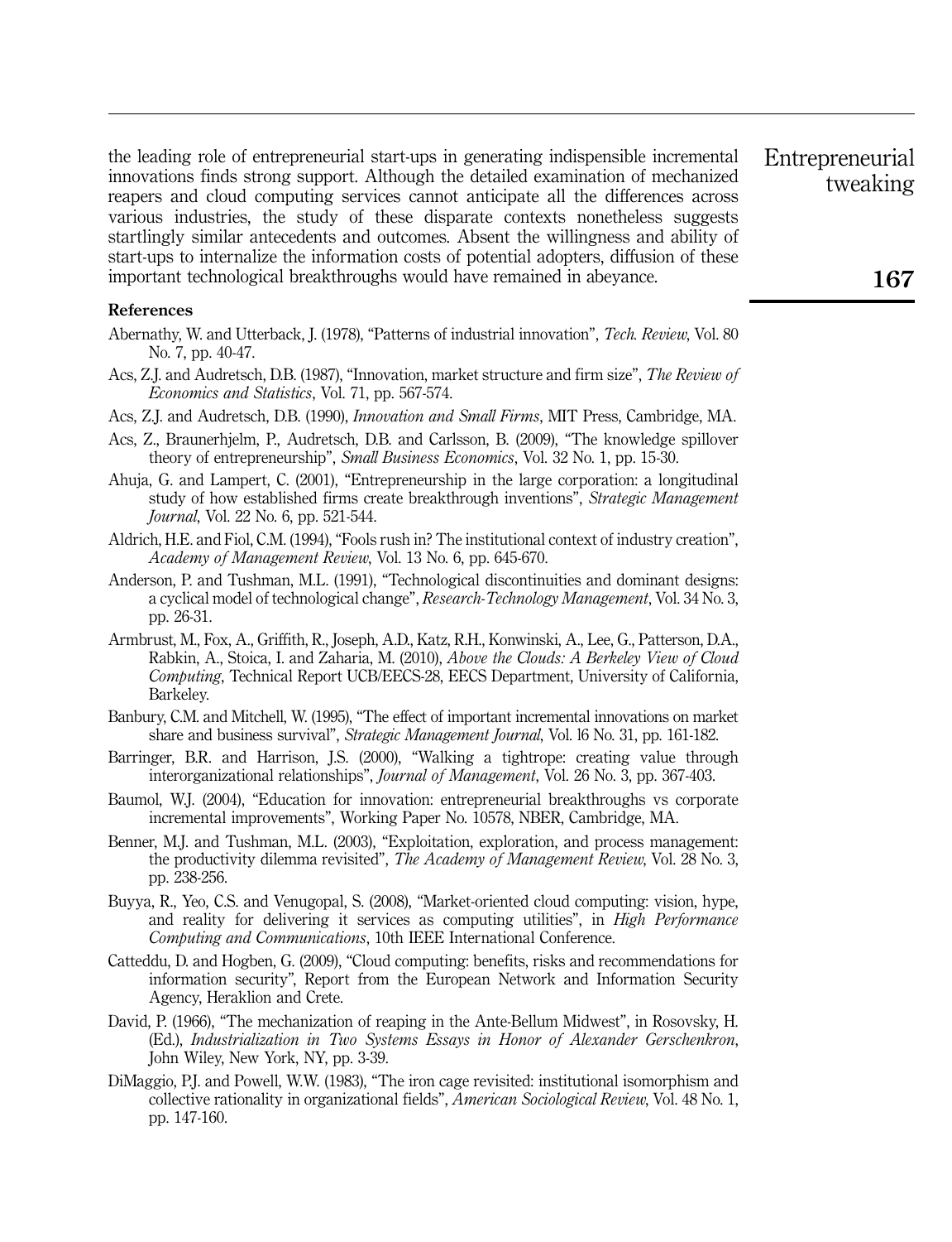the leading role of entrepreneurial start-ups in generating indispensible incremental innovations finds strong support. Although the detailed examination of mechanized reapers and cloud computing services cannot anticipate all the differences across various industries, the study of these disparate contexts nonetheless suggests startlingly similar antecedents and outcomes. Absent the willingness and ability of start-ups to internalize the information costs of potential adopters, diffusion of these important technological breakthroughs would have remained in abeyance.

## References

Abernathy, W. and Utterback, J. (1978), "Patterns of industrial innovation", *Tech. Review*, Vol. 80 No. 7, pp. 40-47.

Acs, Z.J. and Audretsch, D.B. (1987), "Innovation, market structure and firm size", *The Review of Economics and Statistics*, Vol. 71, pp. 567-574.

Acs, Z.J. and Audretsch, D.B. (1990), *Innovation and Small Firms*, MIT Press, Cambridge, MA.

Acs, Z., Braunerhjelm, P., Audretsch, D.B. and Carlsson, B. (2009), "The knowledge spillover theory of entrepreneurship", *Small Business Economics*, Vol. 32 No. 1, pp. 15-30.

Ahuja, G. and Lampert, C. (2001), "Entrepreneurship in the large corporation: a longitudinal study of how established firms create breakthrough inventions", *Strategic Management Journal*, Vol. 22 No. 6, pp. 521-544.

Aldrich, H.E. and Fiol, C.M. (1994), "Fools rush in? The institutional context of industry creation", *Academy of Management Review*, Vol. 13 No. 6, pp. 645-670.

Anderson, P. and Tushman, M.L. (1991), "Technological discontinuities and dominant designs: a cyclical model of technological change", *Research-Technology Management*, Vol. 34 No. 3, pp. 26-31.

Armbrust, M., Fox, A., Griffith, R., Joseph, A.D., Katz, R.H., Konwinski, A., Lee, G., Patterson, D.A., Rabkin, A., Stoica, I. and Zaharia, M. (2010), *Above the Clouds: A Berkeley View of Cloud Computing*, Technical Report UCB/EECS-28, EECS Department, University of California, Barkeley.

Banbury, C.M. and Mitchell, W. (1995), "The effect of important incremental innovations on market share and business survival", *Strategic Management Journal*, Vol. l6 No. 31, pp. 161-182.

Barringer, B.R. and Harrison, J.S. (2000), "Walking a tightrope: creating value through interorganizational relationships", *Journal of Management*, Vol. 26 No. 3, pp. 367-403.

Baumol, W.J. (2004), "Education for innovation: entrepreneurial breakthroughs vs corporate incremental improvements", Working Paper No. 10578, NBER, Cambridge, MA.

Benner, M.J. and Tushman, M.L. (2003), "Exploitation, exploration, and process management: the productivity dilemma revisited", *The Academy of Management Review*, Vol. 28 No. 3, pp. 238-256.

Buyya, R., Yeo, C.S. and Venugopal, S. (2008), "Market-oriented cloud computing: vision, hype, and reality for delivering it services as computing utilities", in *High Performance Computing and Communications*, 10th IEEE International Conference.

Catteddu, D. and Hogben, G. (2009), "Cloud computing: benefits, risks and recommendations for information security", Report from the European Network and Information Security Agency, Heraklion and Crete.

David, P. (1966), "The mechanization of reaping in the Ante-Bellum Midwest", in Rosovsky, H. (Ed.), *Industrialization in Two Systems Essays in Honor of Alexander Gerschenkron*, John Wiley, New York, NY, pp. 3-39.

DiMaggio, P.J. and Powell, W.W. (1983), "The iron cage revisited: institutional isomorphism and collective rationality in organizational fields", *American Sociological Review*, Vol. 48 No. 1, pp. 147-160.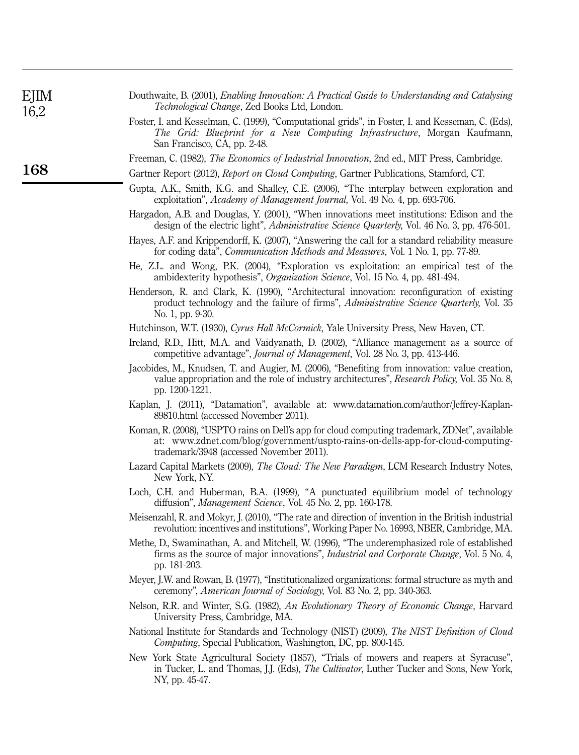Douthwaite, B. (2001), *Enabling Innovation: A Practical Guide to Understanding and Catalysing Technological Change*, Zed Books Ltd, London.

Foster, I. and Kesselman, C. (1999), "Computational grids", in Foster, I. and Kesseman, C. (Eds), *The Grid: Blueprint for a New Computing Infrastructure*, Morgan Kaufmann, San Francisco, CA, pp. 2-48.

Freeman, C. (1982), *The Economics of Industrial Innovation*, 2nd ed., MIT Press, Cambridge.

Gartner Report (2012), *Report on Cloud Computing*, Gartner Publications, Stamford, CT.

Gupta, A.K., Smith, K.G. and Shalley, C.E. (2006), "The interplay between exploration and exploitation", *Academy of Management Journal*, Vol. 49 No. 4, pp. 693-706.

Hargadon, A.B. and Douglas, Y. (2001), "When innovations meet institutions: Edison and the design of the electric light", *Administrative Science Quarterly*, Vol. 46 No. 3, pp. 476-501.

Hayes, A.F. and Krippendorff, K. (2007), "Answering the call for a standard reliability measure for coding data", *Communication Methods and Measures*, Vol. 1 No. 1, pp. 77-89.

He, Z.L. and Wong, P.K. (2004), "Exploration vs exploitation: an empirical test of the ambidexterity hypothesis", *Organization Science*, Vol. 15 No. 4, pp. 481-494.

Henderson, R. and Clark, K. (1990), "Architectural innovation: reconfiguration of existing product technology and the failure of firms", *Administrative Science Quarterly*, Vol. 35 No. 1, pp. 9-30.

Hutchinson, W.T. (1930), *Cyrus Hall McCormick*, Yale University Press, New Haven, CT.

Ireland, R.D., Hitt, M.A. and Vaidyanath, D. (2002), "Alliance management as a source of competitive advantage", *Journal of Management*, Vol. 28 No. 3, pp. 413-446.

Jacobides, M., Knudsen, T. and Augier, M. (2006), "Benefiting from innovation: value creation, value appropriation and the role of industry architectures", *Research Policy*, Vol. 35 No. 8, pp. 1200-1221.

Kaplan, J. (2011), "Datamation", available at: www.datamation.com/author/Jeffrey-Kaplan-89810.html (accessed November 2011).

Koman, R. (2008), "USPTO rains on Dell's app for cloud computing trademark, ZDNet", available at: www.zdnet.com/blog/government/uspto-rains-on-dells-app-for-cloud-computing-trademark/3948 (accessed November 2011).

Lazard Capital Markets (2009), *The Cloud: The New Paradigm*, LCM Research Industry Notes, New York, NY.

Loch, C.H. and Huberman, B.A. (1999), "A punctuated equilibrium model of technology diffusion", *Management Science*, Vol. 45 No. 2, pp. 160-178.

Meisenzahl, R. and Mokyr, J. (2010), "The rate and direction of invention in the British industrial revolution: incentives and institutions", Working Paper No. 16993, NBER, Cambridge, MA.

Methe, D., Swaminathan, A. and Mitchell, W. (1996), "The underemphasized role of established firms as the source of major innovations", *Industrial and Corporate Change*, Vol. 5 No. 4, pp. 181-203.

Meyer, J.W. and Rowan, B. (1977), "Institutionalized organizations: formal structure as myth and ceremony", *American Journal of Sociology*, Vol. 83 No. 2, pp. 340-363.

Nelson, R.R. and Winter, S.G. (1982), *An Evolutionary Theory of Economic Change*, Harvard University Press, Cambridge, MA.

National Institute for Standards and Technology (NIST) (2009), *The NIST Definition of Cloud Computing*, Special Publication, Washington, DC, pp. 800-145.

New York State Agricultural Society (1857), "Trials of mowers and reapers at Syracuse", in Tucker, L. and Thomas, J.J. (Eds), *The Cultivator*, Luther Tucker and Sons, New York, NY, pp. 45-47.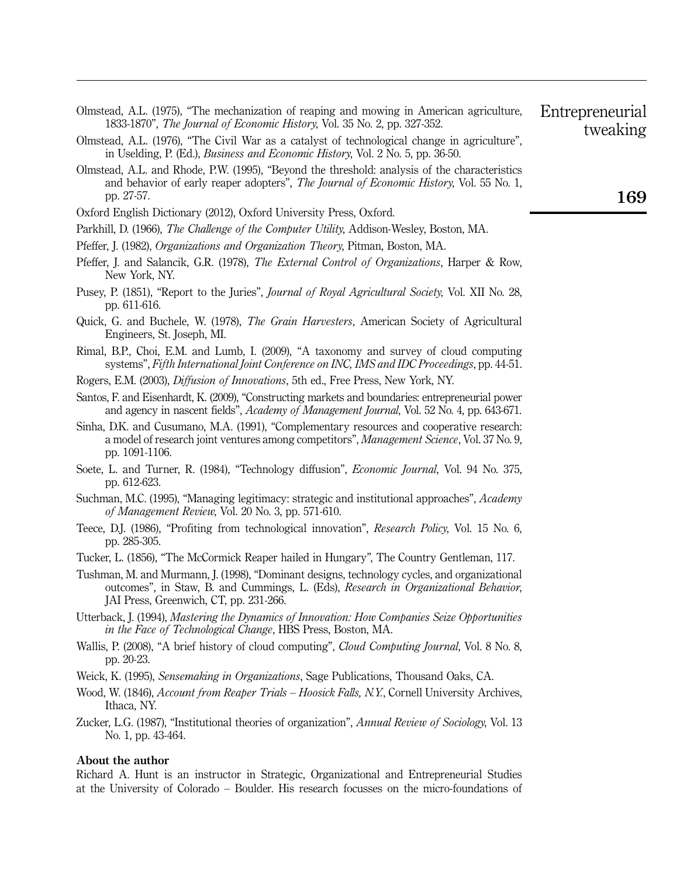Olmstead, A.L. (1975), "The mechanization of reaping and mowing in American agriculture, 1833-1870", *The Journal of Economic History*, Vol. 35 No. 2, pp. 327-352.

Olmstead, A.L. (1976), "The Civil War as a catalyst of technological change in agriculture", in Uselding, P. (Ed.), *Business and Economic History*, Vol. 2 No. 5, pp. 36-50.

Olmstead, A.L. and Rhode, P.W. (1995), "Beyond the threshold: analysis of the characteristics and behavior of early reaper adopters", *The Journal of Economic History*, Vol. 55 No. 1, pp. 27-57.

Oxford English Dictionary (2012), Oxford University Press, Oxford.

Parkhill, D. (1966), *The Challenge of the Computer Utility*, Addison-Wesley, Boston, MA.

Pfeffer, J. (1982), *Organizations and Organization Theory*, Pitman, Boston, MA.

Pfeffer, J. and Salancik, G.R. (1978), *The External Control of Organizations*, Harper & Row, New York, NY.

Pusey, P. (1851), "Report to the Juries", *Journal of Royal Agricultural Society*, Vol. XII No. 28, pp. 611-616.

Quick, G. and Buchele, W. (1978), *The Grain Harvesters*, American Society of Agricultural Engineers, St. Joseph, MI.

Rimal, B.P., Choi, E.M. and Lumb, I. (2009), "A taxonomy and survey of cloud computing systems", *Fifth International Joint Conference on INC, IMS and IDC Proceedings*, pp. 44-51.

Rogers, E.M. (2003), *Diffusion of Innovations*, 5th ed., Free Press, New York, NY.

Santos, F. and Eisenhardt, K. (2009), "Constructing markets and boundaries: entrepreneurial power and agency in nascent fields", *Academy of Management Journal*, Vol. 52 No. 4, pp. 643-671.

Sinha, D.K. and Cusumano, M.A. (1991), "Complementary resources and cooperative research: a model of research joint ventures among competitors", *Management Science*, Vol. 37 No. 9, pp. 1091-1106.

Soete, L. and Turner, R. (1984), "Technology diffusion", *Economic Journal*, Vol. 94 No. 375, pp. 612-623.

Suchman, M.C. (1995), "Managing legitimacy: strategic and institutional approaches", *Academy of Management Review*, Vol. 20 No. 3, pp. 571-610.

Teece, D.J. (1986), "Profiting from technological innovation", *Research Policy*, Vol. 15 No. 6, pp. 285-305.

Tucker, L. (1856), "The McCormick Reaper hailed in Hungary", The Country Gentleman, 117.

Tushman, M. and Murmann, J. (1998), "Dominant designs, technology cycles, and organizational outcomes", in Staw, B. and Cummings, L. (Eds), *Research in Organizational Behavior*, JAI Press, Greenwich, CT, pp. 231-266.

Utterback, J. (1994), *Mastering the Dynamics of Innovation: How Companies Seize Opportunities in the Face of Technological Change*, HBS Press, Boston, MA.

Wallis, P. (2008), "A brief history of cloud computing", *Cloud Computing Journal*, Vol. 8 No. 8, pp. 20-23.

Weick, K. (1995), *Sensemaking in Organizations*, Sage Publications, Thousand Oaks, CA.

Wood, W. (1846), *Account from Reaper Trials – Hoosick Falls, N.Y.*, Cornell University Archives, Ithaca, NY.

Zucker, L.G. (1987), "Institutional theories of organization", *Annual Review of Sociology*, Vol. 13 No. 1, pp. 43-464.

**About the author**

Richard A. Hunt is an instructor in Strategic, Organizational and Entrepreneurial Studies at the University of Colorado – Boulder. His research focusses on the micro-foundations of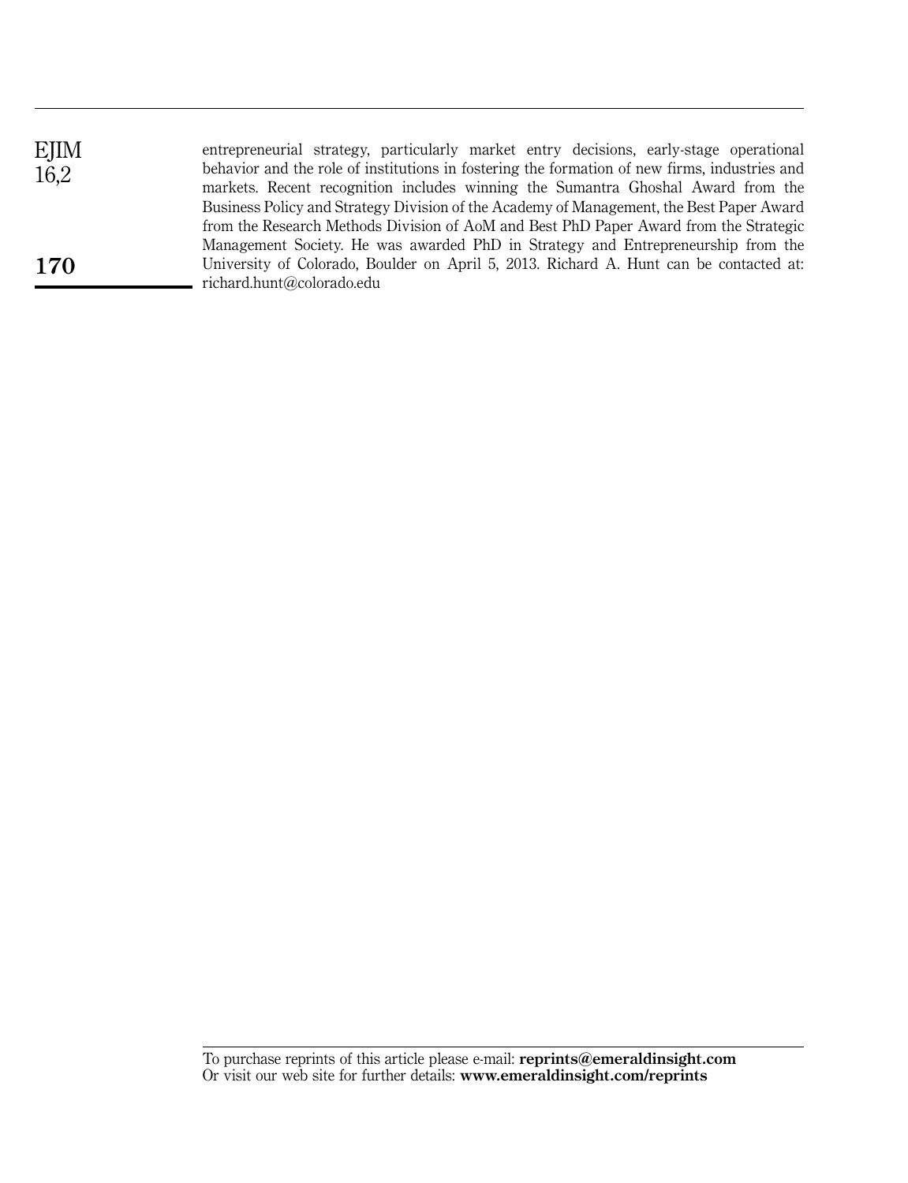entrepreneurial strategy, particularly market entry decisions, early-stage operational behavior and the role of institutions in fostering the formation of new firms, industries and markets. Recent recognition includes winning the Sumantra Ghoshal Award from the Business Policy and Strategy Division of the Academy of Management, the Best Paper Award from the Research Methods Division of AoM and Best PhD Paper Award from the Strategic Management Society. He was awarded PhD in Strategy and Entrepreneurship from the University of Colorado, Boulder on April 5, 2013. Richard A. Hunt can be contacted at: richard.hunt@colorado.edu

To purchase reprints of this article please e-mail: **reprints@emeraldinsight.com**
Or visit our web site for further details: **www.emeraldinsight.com/reprints**